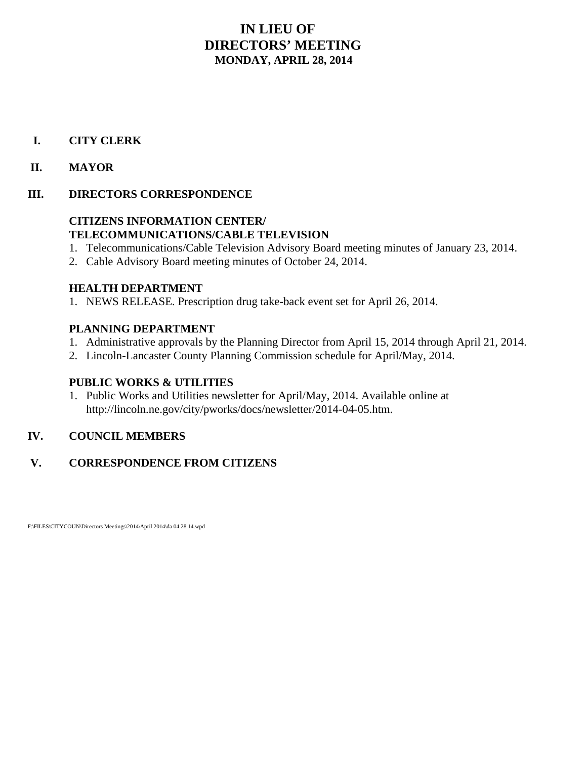# IN LIEU OF
# DIRECTORS' MEETING
## MONDAY, APRIL 28, 2014

## I. CITY CLERK

## II. MAYOR

## III. DIRECTORS CORRESPONDENCE

### CITIZENS INFORMATION CENTER/ TELECOMMUNICATIONS/CABLE TELEVISION

1. Telecommunications/Cable Television Advisory Board meeting minutes of January 23, 2014.
2. Cable Advisory Board meeting minutes of October 24, 2014.

### HEALTH DEPARTMENT

1. NEWS RELEASE. Prescription drug take-back event set for April 26, 2014.

### PLANNING DEPARTMENT

1. Administrative approvals by the Planning Director from April 15, 2014 through April 21, 2014.
2. Lincoln-Lancaster County Planning Commission schedule for April/May, 2014.

### PUBLIC WORKS & UTILITIES

1. Public Works and Utilities newsletter for April/May, 2014. Available online at http://lincoln.ne.gov/city/pworks/docs/newsletter/2014-04-05.htm.

## IV. COUNCIL MEMBERS

## V. CORRESPONDENCE FROM CITIZENS

F:\FILES\CITYCOUN\Directors Meetings\2014\April 2014\da 04.28.14.wpd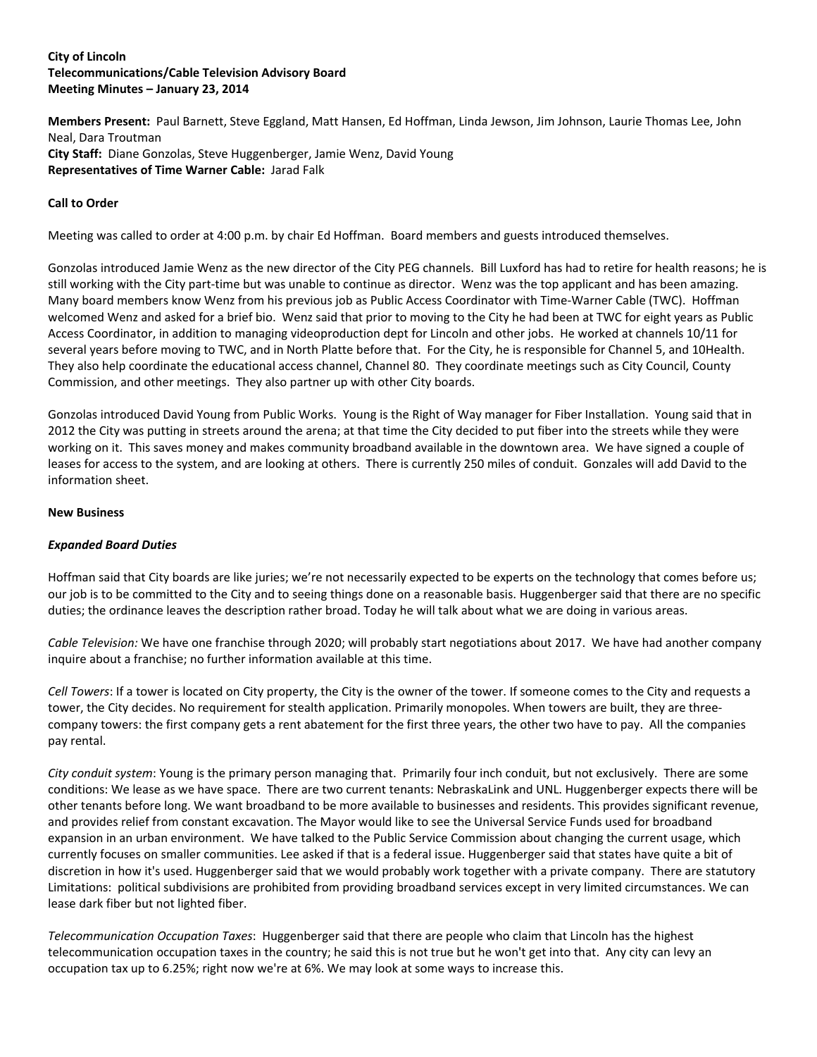**City of Lincoln**
**Telecommunications/Cable Television Advisory Board**
**Meeting Minutes – January 23, 2014**

**Members Present:** Paul Barnett, Steve Eggland, Matt Hansen, Ed Hoffman, Linda Jewson, Jim Johnson, Laurie Thomas Lee, John Neal, Dara Troutman
**City Staff:** Diane Gonzolas, Steve Huggenberger, Jamie Wenz, David Young
**Representatives of Time Warner Cable:** Jarad Falk

**Call to Order**

Meeting was called to order at 4:00 p.m. by chair Ed Hoffman. Board members and guests introduced themselves.

Gonzolas introduced Jamie Wenz as the new director of the City PEG channels. Bill Luxford has had to retire for health reasons; he is still working with the City part-time but was unable to continue as director. Wenz was the top applicant and has been amazing. Many board members know Wenz from his previous job as Public Access Coordinator with Time-Warner Cable (TWC). Hoffman welcomed Wenz and asked for a brief bio. Wenz said that prior to moving to the City he had been at TWC for eight years as Public Access Coordinator, in addition to managing videoproduction dept for Lincoln and other jobs. He worked at channels 10/11 for several years before moving to TWC, and in North Platte before that. For the City, he is responsible for Channel 5, and 10Health. They also help coordinate the educational access channel, Channel 80. They coordinate meetings such as City Council, County Commission, and other meetings. They also partner up with other City boards.

Gonzolas introduced David Young from Public Works. Young is the Right of Way manager for Fiber Installation. Young said that in 2012 the City was putting in streets around the arena; at that time the City decided to put fiber into the streets while they were working on it. This saves money and makes community broadband available in the downtown area. We have signed a couple of leases for access to the system, and are looking at others. There is currently 250 miles of conduit. Gonzales will add David to the information sheet.

**New Business**

***Expanded Board Duties***

Hoffman said that City boards are like juries; we're not necessarily expected to be experts on the technology that comes before us; our job is to be committed to the City and to seeing things done on a reasonable basis. Huggenberger said that there are no specific duties; the ordinance leaves the description rather broad. Today he will talk about what we are doing in various areas.

*Cable Television:* We have one franchise through 2020; will probably start negotiations about 2017. We have had another company inquire about a franchise; no further information available at this time.

*Cell Towers*: If a tower is located on City property, the City is the owner of the tower. If someone comes to the City and requests a tower, the City decides. No requirement for stealth application. Primarily monopoles. When towers are built, they are three-company towers: the first company gets a rent abatement for the first three years, the other two have to pay. All the companies pay rental.

*City conduit system*: Young is the primary person managing that. Primarily four inch conduit, but not exclusively. There are some conditions: We lease as we have space. There are two current tenants: NebraskaLink and UNL. Huggenberger expects there will be other tenants before long. We want broadband to be more available to businesses and residents. This provides significant revenue, and provides relief from constant excavation. The Mayor would like to see the Universal Service Funds used for broadband expansion in an urban environment. We have talked to the Public Service Commission about changing the current usage, which currently focuses on smaller communities. Lee asked if that is a federal issue. Huggenberger said that states have quite a bit of discretion in how it's used. Huggenberger said that we would probably work together with a private company. There are statutory Limitations: political subdivisions are prohibited from providing broadband services except in very limited circumstances. We can lease dark fiber but not lighted fiber.

*Telecommunication Occupation Taxes*: Huggenberger said that there are people who claim that Lincoln has the highest telecommunication occupation taxes in the country; he said this is not true but he won't get into that. Any city can levy an occupation tax up to 6.25%; right now we're at 6%. We may look at some ways to increase this.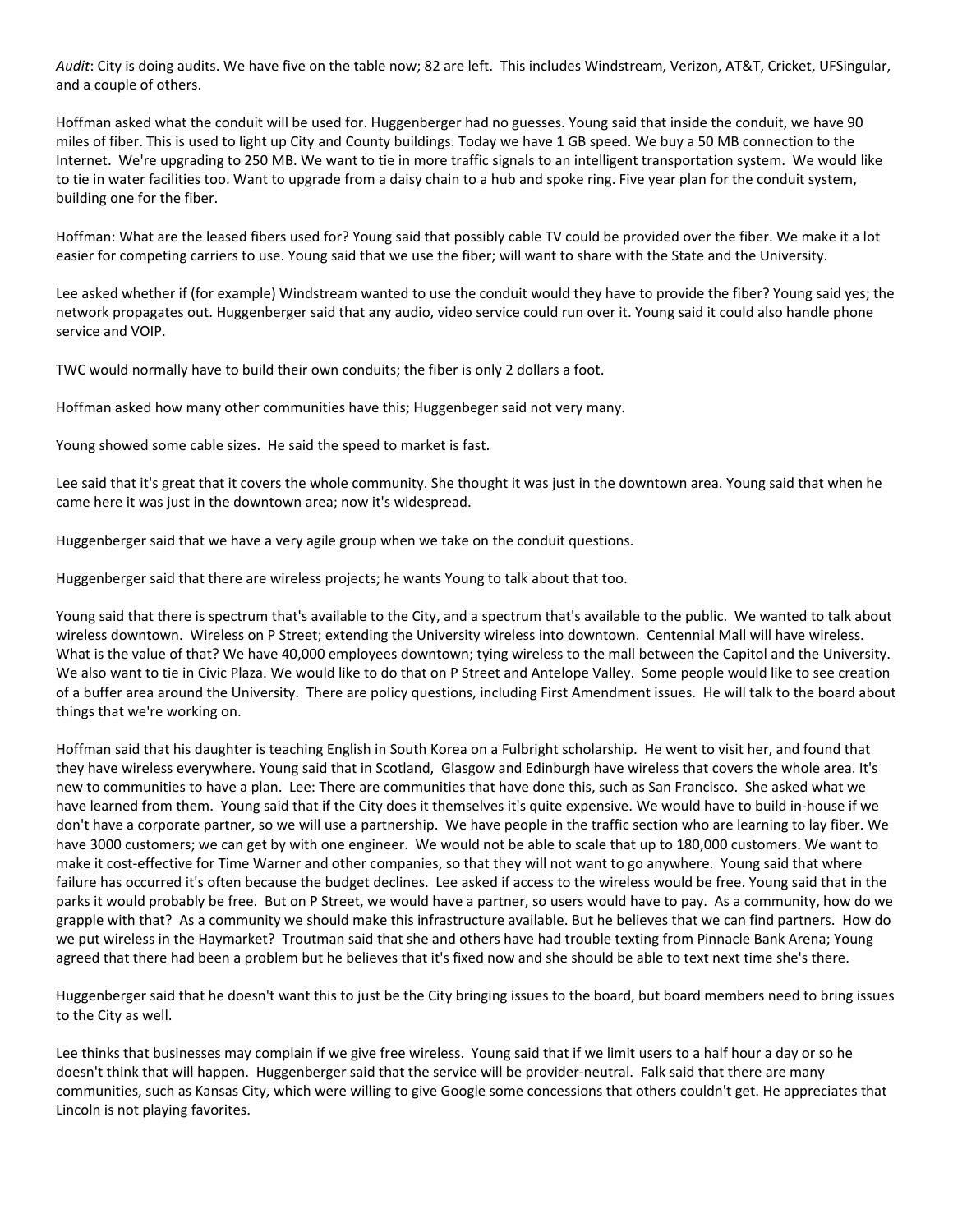*Audit*: City is doing audits. We have five on the table now; 82 are left. This includes Windstream, Verizon, AT&T, Cricket, UFSingular, and a couple of others.

Hoffman asked what the conduit will be used for. Huggenberger had no guesses. Young said that inside the conduit, we have 90 miles of fiber. This is used to light up City and County buildings. Today we have 1 GB speed. We buy a 50 MB connection to the Internet. We're upgrading to 250 MB. We want to tie in more traffic signals to an intelligent transportation system. We would like to tie in water facilities too. Want to upgrade from a daisy chain to a hub and spoke ring. Five year plan for the conduit system, building one for the fiber.

Hoffman: What are the leased fibers used for? Young said that possibly cable TV could be provided over the fiber. We make it a lot easier for competing carriers to use. Young said that we use the fiber; will want to share with the State and the University.

Lee asked whether if (for example) Windstream wanted to use the conduit would they have to provide the fiber? Young said yes; the network propagates out. Huggenberger said that any audio, video service could run over it. Young said it could also handle phone service and VOIP.

TWC would normally have to build their own conduits; the fiber is only 2 dollars a foot.

Hoffman asked how many other communities have this; Huggenbeger said not very many.

Young showed some cable sizes. He said the speed to market is fast.

Lee said that it's great that it covers the whole community. She thought it was just in the downtown area. Young said that when he came here it was just in the downtown area; now it's widespread.

Huggenberger said that we have a very agile group when we take on the conduit questions.

Huggenberger said that there are wireless projects; he wants Young to talk about that too.

Young said that there is spectrum that's available to the City, and a spectrum that's available to the public. We wanted to talk about wireless downtown. Wireless on P Street; extending the University wireless into downtown. Centennial Mall will have wireless. What is the value of that? We have 40,000 employees downtown; tying wireless to the mall between the Capitol and the University. We also want to tie in Civic Plaza. We would like to do that on P Street and Antelope Valley. Some people would like to see creation of a buffer area around the University. There are policy questions, including First Amendment issues. He will talk to the board about things that we're working on.

Hoffman said that his daughter is teaching English in South Korea on a Fulbright scholarship. He went to visit her, and found that they have wireless everywhere. Young said that in Scotland, Glasgow and Edinburgh have wireless that covers the whole area. It's new to communities to have a plan. Lee: There are communities that have done this, such as San Francisco. She asked what we have learned from them. Young said that if the City does it themselves it's quite expensive. We would have to build in-house if we don't have a corporate partner, so we will use a partnership. We have people in the traffic section who are learning to lay fiber. We have 3000 customers; we can get by with one engineer. We would not be able to scale that up to 180,000 customers. We want to make it cost-effective for Time Warner and other companies, so that they will not want to go anywhere. Young said that where failure has occurred it's often because the budget declines. Lee asked if access to the wireless would be free. Young said that in the parks it would probably be free. But on P Street, we would have a partner, so users would have to pay. As a community, how do we grapple with that? As a community we should make this infrastructure available. But he believes that we can find partners. How do we put wireless in the Haymarket? Troutman said that she and others have had trouble texting from Pinnacle Bank Arena; Young agreed that there had been a problem but he believes that it's fixed now and she should be able to text next time she's there.

Huggenberger said that he doesn't want this to just be the City bringing issues to the board, but board members need to bring issues to the City as well.

Lee thinks that businesses may complain if we give free wireless. Young said that if we limit users to a half hour a day or so he doesn't think that will happen. Huggenberger said that the service will be provider-neutral. Falk said that there are many communities, such as Kansas City, which were willing to give Google some concessions that others couldn't get. He appreciates that Lincoln is not playing favorites.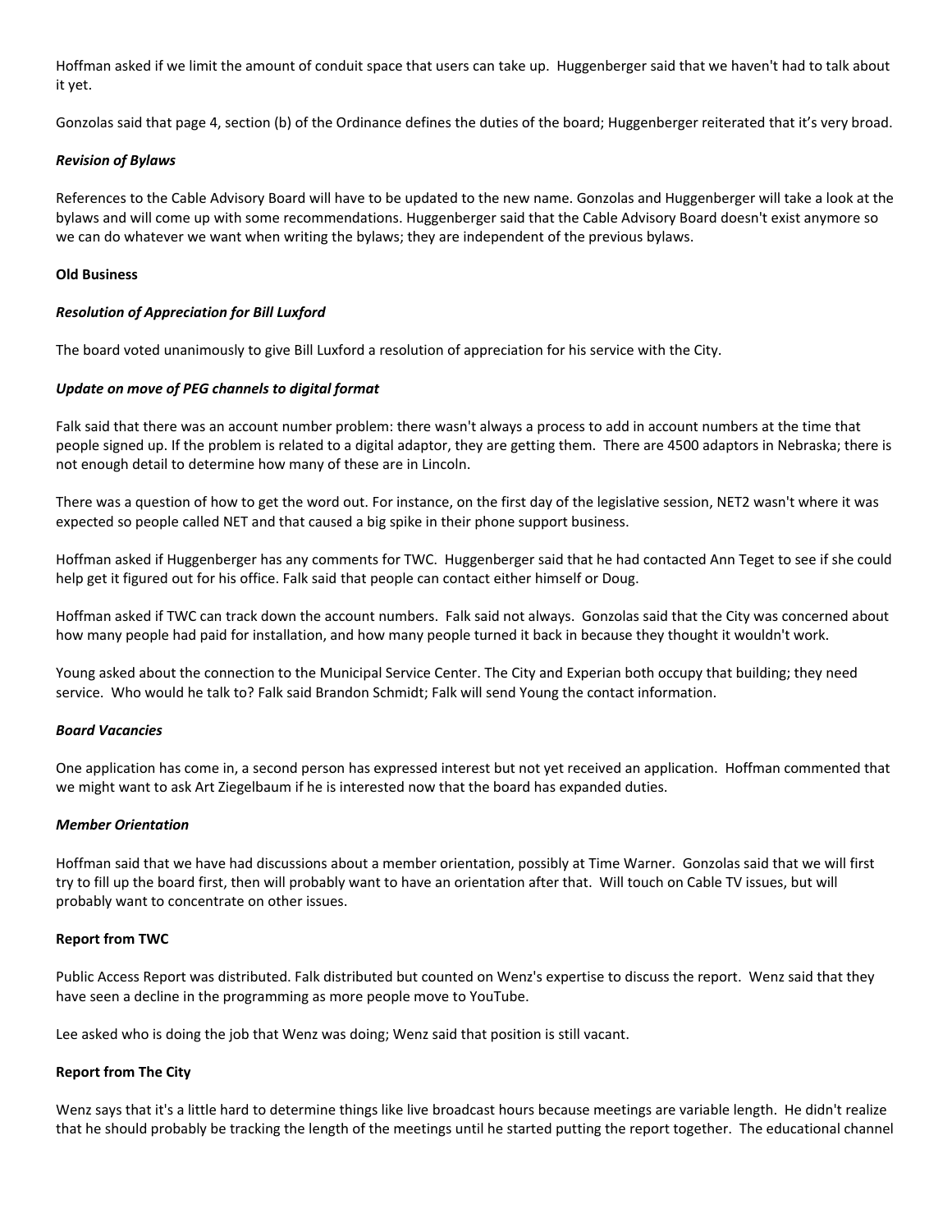Hoffman asked if we limit the amount of conduit space that users can take up. Huggenberger said that we haven't had to talk about it yet.

Gonzolas said that page 4, section (b) of the Ordinance defines the duties of the board; Huggenberger reiterated that it's very broad.

***Revision of Bylaws***

References to the Cable Advisory Board will have to be updated to the new name. Gonzolas and Huggenberger will take a look at the bylaws and will come up with some recommendations. Huggenberger said that the Cable Advisory Board doesn't exist anymore so we can do whatever we want when writing the bylaws; they are independent of the previous bylaws.

**Old Business**

***Resolution of Appreciation for Bill Luxford***

The board voted unanimously to give Bill Luxford a resolution of appreciation for his service with the City.

***Update on move of PEG channels to digital format***

Falk said that there was an account number problem: there wasn't always a process to add in account numbers at the time that people signed up. If the problem is related to a digital adaptor, they are getting them. There are 4500 adaptors in Nebraska; there is not enough detail to determine how many of these are in Lincoln.

There was a question of how to get the word out. For instance, on the first day of the legislative session, NET2 wasn't where it was expected so people called NET and that caused a big spike in their phone support business.

Hoffman asked if Huggenberger has any comments for TWC. Huggenberger said that he had contacted Ann Teget to see if she could help get it figured out for his office. Falk said that people can contact either himself or Doug.

Hoffman asked if TWC can track down the account numbers. Falk said not always. Gonzolas said that the City was concerned about how many people had paid for installation, and how many people turned it back in because they thought it wouldn't work.

Young asked about the connection to the Municipal Service Center. The City and Experian both occupy that building; they need service. Who would he talk to? Falk said Brandon Schmidt; Falk will send Young the contact information.

***Board Vacancies***

One application has come in, a second person has expressed interest but not yet received an application. Hoffman commented that we might want to ask Art Ziegelbaum if he is interested now that the board has expanded duties.

***Member Orientation***

Hoffman said that we have had discussions about a member orientation, possibly at Time Warner. Gonzolas said that we will first try to fill up the board first, then will probably want to have an orientation after that. Will touch on Cable TV issues, but will probably want to concentrate on other issues.

**Report from TWC**

Public Access Report was distributed. Falk distributed but counted on Wenz's expertise to discuss the report. Wenz said that they have seen a decline in the programming as more people move to YouTube.

Lee asked who is doing the job that Wenz was doing; Wenz said that position is still vacant.

**Report from The City**

Wenz says that it's a little hard to determine things like live broadcast hours because meetings are variable length. He didn't realize that he should probably be tracking the length of the meetings until he started putting the report together. The educational channel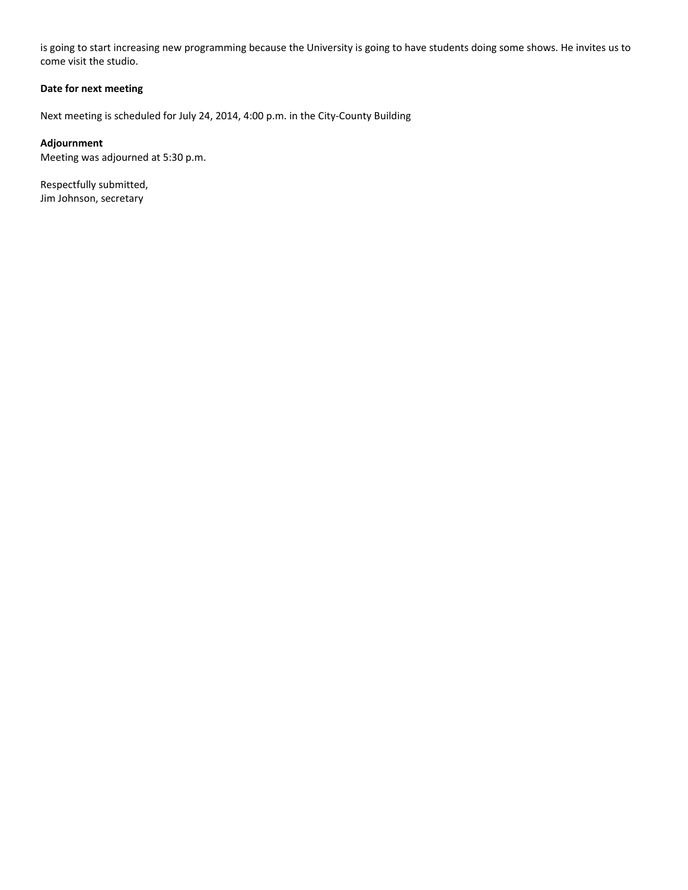is going to start increasing new programming because the University is going to have students doing some shows. He invites us to come visit the studio.

**Date for next meeting**

Next meeting is scheduled for July 24, 2014, 4:00 p.m. in the City-County Building

**Adjournment**

Meeting was adjourned at 5:30 p.m.

Respectfully submitted,
Jim Johnson, secretary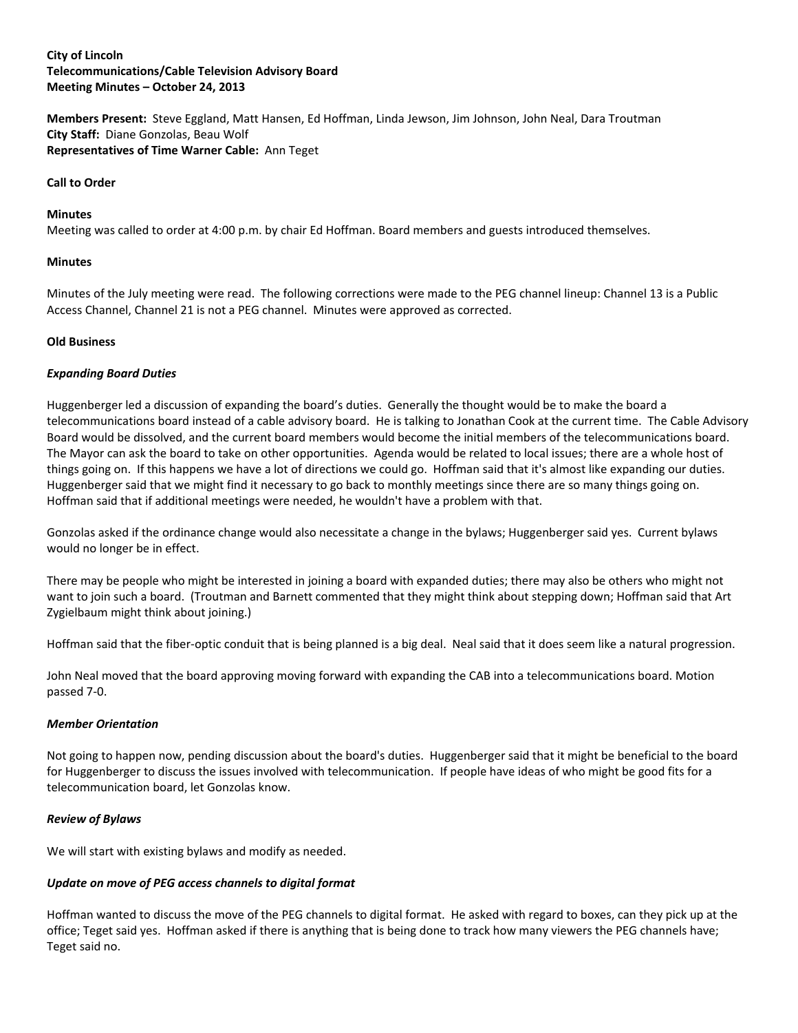**City of Lincoln**
**Telecommunications/Cable Television Advisory Board**
**Meeting Minutes – October 24, 2013**

**Members Present:** Steve Eggland, Matt Hansen, Ed Hoffman, Linda Jewson, Jim Johnson, John Neal, Dara Troutman
**City Staff:** Diane Gonzolas, Beau Wolf
**Representatives of Time Warner Cable:** Ann Teget

**Call to Order**

**Minutes**
Meeting was called to order at 4:00 p.m. by chair Ed Hoffman. Board members and guests introduced themselves.

**Minutes**

Minutes of the July meeting were read. The following corrections were made to the PEG channel lineup: Channel 13 is a Public Access Channel, Channel 21 is not a PEG channel. Minutes were approved as corrected.

**Old Business**

***Expanding Board Duties***

Huggenberger led a discussion of expanding the board's duties. Generally the thought would be to make the board a telecommunications board instead of a cable advisory board. He is talking to Jonathan Cook at the current time. The Cable Advisory Board would be dissolved, and the current board members would become the initial members of the telecommunications board. The Mayor can ask the board to take on other opportunities. Agenda would be related to local issues; there are a whole host of things going on. If this happens we have a lot of directions we could go. Hoffman said that it's almost like expanding our duties. Huggenberger said that we might find it necessary to go back to monthly meetings since there are so many things going on. Hoffman said that if additional meetings were needed, he wouldn't have a problem with that.

Gonzolas asked if the ordinance change would also necessitate a change in the bylaws; Huggenberger said yes. Current bylaws would no longer be in effect.

There may be people who might be interested in joining a board with expanded duties; there may also be others who might not want to join such a board. (Troutman and Barnett commented that they might think about stepping down; Hoffman said that Art Zygielbaum might think about joining.)

Hoffman said that the fiber-optic conduit that is being planned is a big deal. Neal said that it does seem like a natural progression.

John Neal moved that the board approving moving forward with expanding the CAB into a telecommunications board. Motion passed 7-0.

***Member Orientation***

Not going to happen now, pending discussion about the board's duties. Huggenberger said that it might be beneficial to the board for Huggenberger to discuss the issues involved with telecommunication. If people have ideas of who might be good fits for a telecommunication board, let Gonzolas know.

***Review of Bylaws***

We will start with existing bylaws and modify as needed.

***Update on move of PEG access channels to digital format***

Hoffman wanted to discuss the move of the PEG channels to digital format. He asked with regard to boxes, can they pick up at the office; Teget said yes. Hoffman asked if there is anything that is being done to track how many viewers the PEG channels have; Teget said no.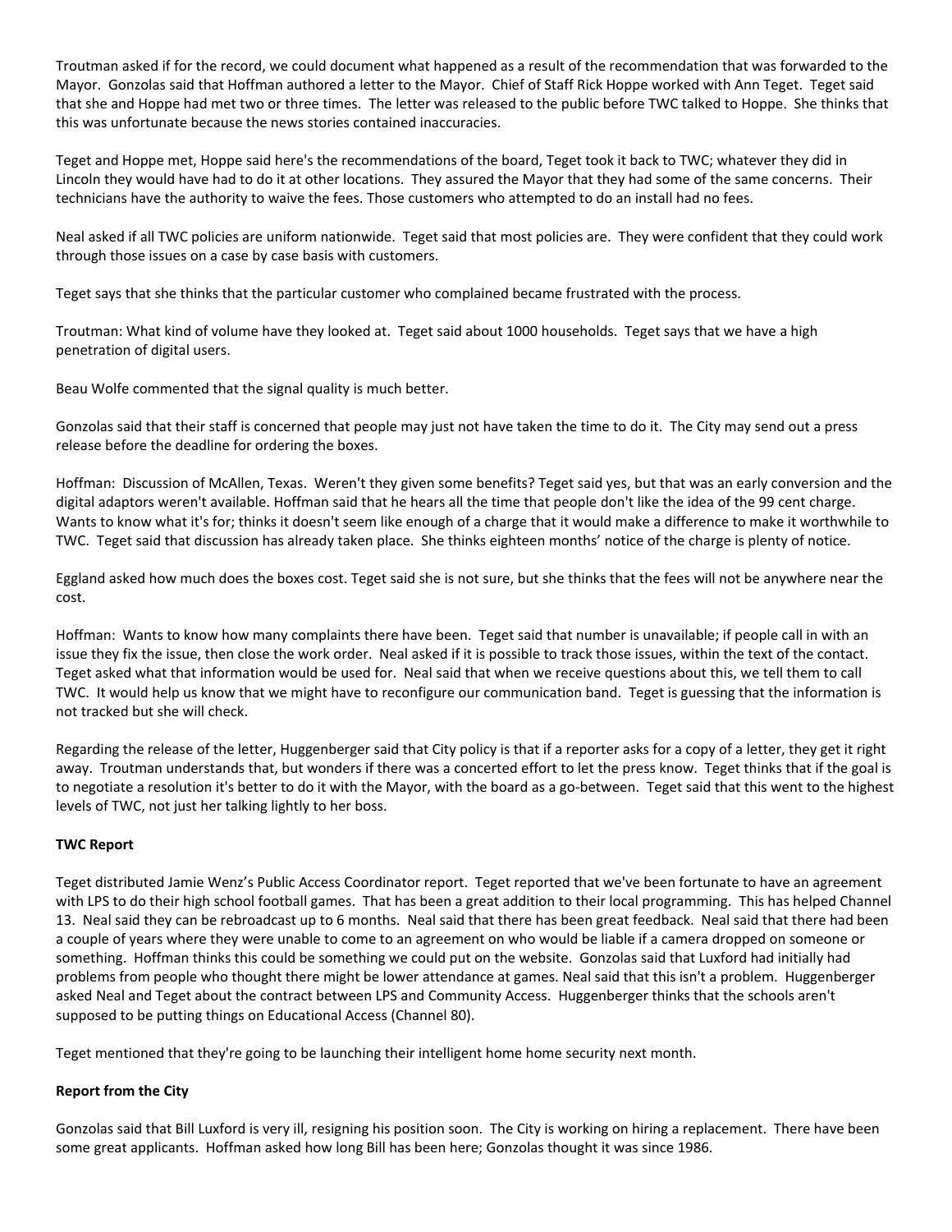Troutman asked if for the record, we could document what happened as a result of the recommendation that was forwarded to the Mayor. Gonzolas said that Hoffman authored a letter to the Mayor. Chief of Staff Rick Hoppe worked with Ann Teget. Teget said that she and Hoppe had met two or three times. The letter was released to the public before TWC talked to Hoppe. She thinks that this was unfortunate because the news stories contained inaccuracies.

Teget and Hoppe met, Hoppe said here's the recommendations of the board, Teget took it back to TWC; whatever they did in Lincoln they would have had to do it at other locations. They assured the Mayor that they had some of the same concerns. Their technicians have the authority to waive the fees. Those customers who attempted to do an install had no fees.

Neal asked if all TWC policies are uniform nationwide. Teget said that most policies are. They were confident that they could work through those issues on a case by case basis with customers.

Teget says that she thinks that the particular customer who complained became frustrated with the process.

Troutman: What kind of volume have they looked at. Teget said about 1000 households. Teget says that we have a high penetration of digital users.

Beau Wolfe commented that the signal quality is much better.

Gonzolas said that their staff is concerned that people may just not have taken the time to do it. The City may send out a press release before the deadline for ordering the boxes.

Hoffman: Discussion of McAllen, Texas. Weren't they given some benefits? Teget said yes, but that was an early conversion and the digital adaptors weren't available. Hoffman said that he hears all the time that people don't like the idea of the 99 cent charge. Wants to know what it's for; thinks it doesn't seem like enough of a charge that it would make a difference to make it worthwhile to TWC. Teget said that discussion has already taken place. She thinks eighteen months' notice of the charge is plenty of notice.

Eggland asked how much does the boxes cost. Teget said she is not sure, but she thinks that the fees will not be anywhere near the cost.

Hoffman: Wants to know how many complaints there have been. Teget said that number is unavailable; if people call in with an issue they fix the issue, then close the work order. Neal asked if it is possible to track those issues, within the text of the contact. Teget asked what that information would be used for. Neal said that when we receive questions about this, we tell them to call TWC. It would help us know that we might have to reconfigure our communication band. Teget is guessing that the information is not tracked but she will check.

Regarding the release of the letter, Huggenberger said that City policy is that if a reporter asks for a copy of a letter, they get it right away. Troutman understands that, but wonders if there was a concerted effort to let the press know. Teget thinks that if the goal is to negotiate a resolution it's better to do it with the Mayor, with the board as a go-between. Teget said that this went to the highest levels of TWC, not just her talking lightly to her boss.

**TWC Report**

Teget distributed Jamie Wenz's Public Access Coordinator report. Teget reported that we've been fortunate to have an agreement with LPS to do their high school football games. That has been a great addition to their local programming. This has helped Channel 13. Neal said they can be rebroadcast up to 6 months. Neal said that there has been great feedback. Neal said that there had been a couple of years where they were unable to come to an agreement on who would be liable if a camera dropped on someone or something. Hoffman thinks this could be something we could put on the website. Gonzolas said that Luxford had initially had problems from people who thought there might be lower attendance at games. Neal said that this isn't a problem. Huggenberger asked Neal and Teget about the contract between LPS and Community Access. Huggenberger thinks that the schools aren't supposed to be putting things on Educational Access (Channel 80).

Teget mentioned that they're going to be launching their intelligent home home security next month.

**Report from the City**

Gonzolas said that Bill Luxford is very ill, resigning his position soon. The City is working on hiring a replacement. There have been some great applicants. Hoffman asked how long Bill has been here; Gonzolas thought it was since 1986.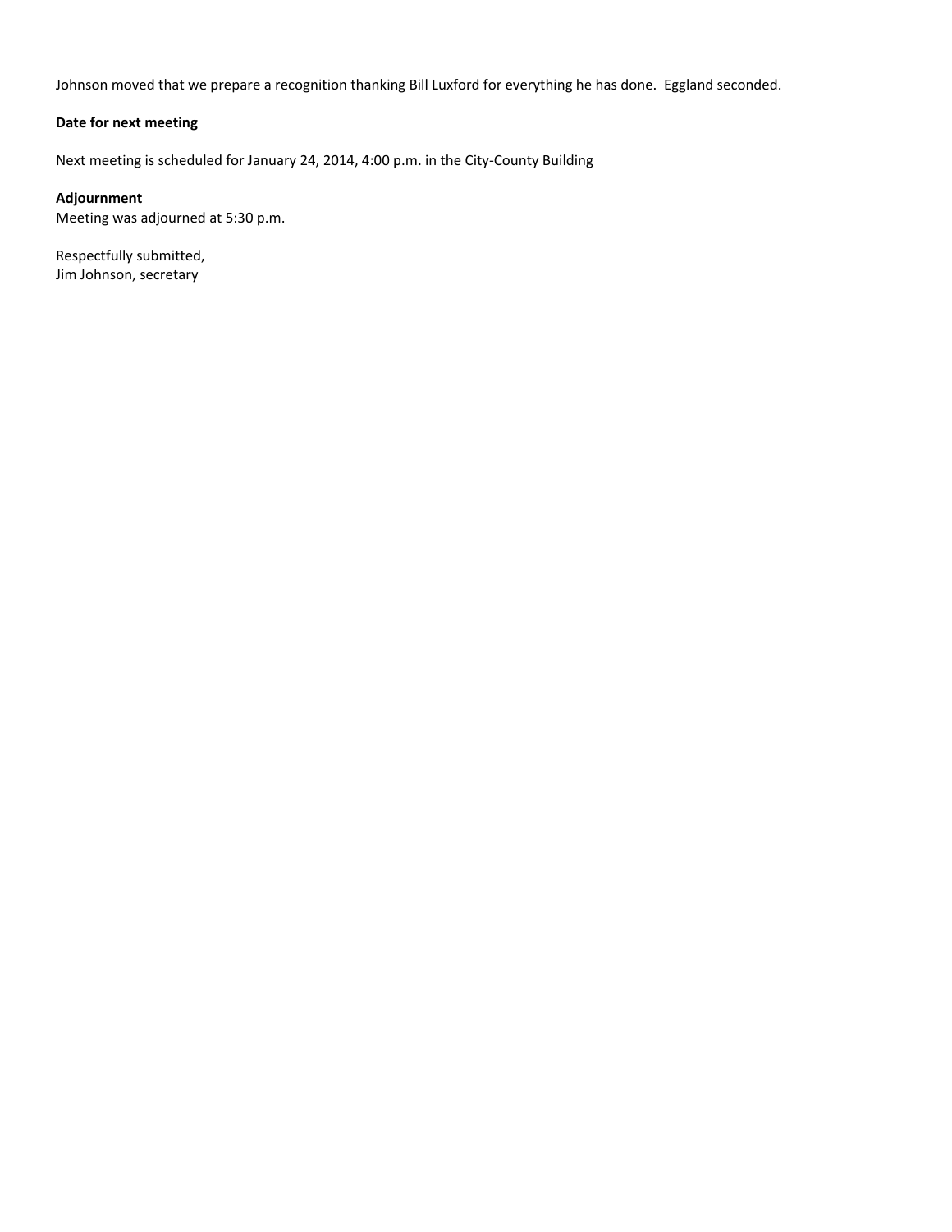Johnson moved that we prepare a recognition thanking Bill Luxford for everything he has done. Eggland seconded.

**Date for next meeting**

Next meeting is scheduled for January 24, 2014, 4:00 p.m. in the City-County Building

**Adjournment**

Meeting was adjourned at 5:30 p.m.

Respectfully submitted,
Jim Johnson, secretary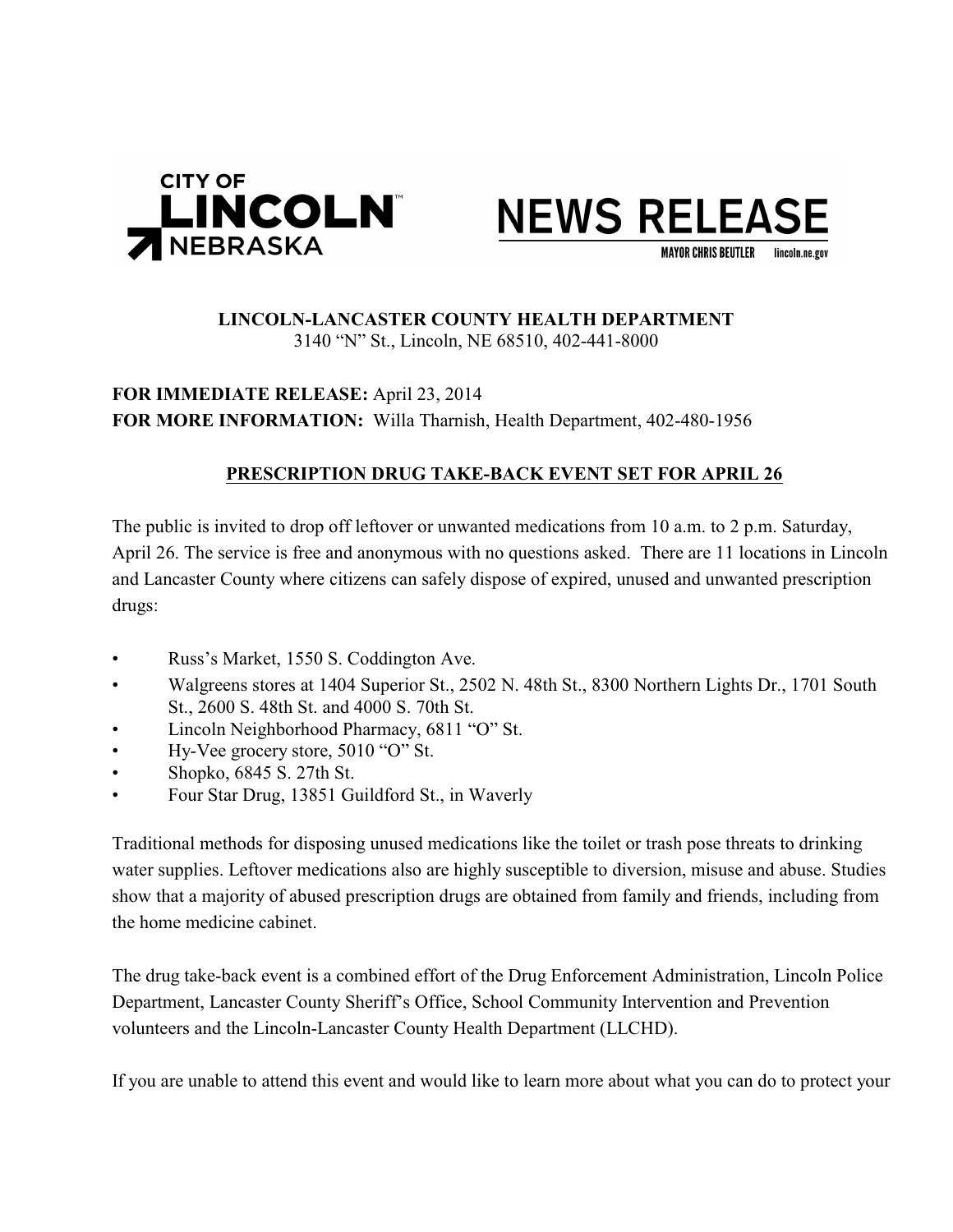CITY OF LINCOLN NEBRASKA

# NEWS RELEASE

MAYOR CHRIS BEUTLER lincoln.ne.gov

**LINCOLN-LANCASTER COUNTY HEALTH DEPARTMENT**
3140 "N" St., Lincoln, NE 68510, 402-441-8000

**FOR IMMEDIATE RELEASE:** April 23, 2014
**FOR MORE INFORMATION:** Willa Tharnish, Health Department, 402-480-1956

## PRESCRIPTION DRUG TAKE-BACK EVENT SET FOR APRIL 26

The public is invited to drop off leftover or unwanted medications from 10 a.m. to 2 p.m. Saturday, April 26. The service is free and anonymous with no questions asked. There are 11 locations in Lincoln and Lancaster County where citizens can safely dispose of expired, unused and unwanted prescription drugs:

- Russ's Market, 1550 S. Coddington Ave.
- Walgreens stores at 1404 Superior St., 2502 N. 48th St., 8300 Northern Lights Dr., 1701 South St., 2600 S. 48th St. and 4000 S. 70th St.
- Lincoln Neighborhood Pharmacy, 6811 "O" St.
- Hy-Vee grocery store, 5010 "O" St.
- Shopko, 6845 S. 27th St.
- Four Star Drug, 13851 Guildford St., in Waverly

Traditional methods for disposing unused medications like the toilet or trash pose threats to drinking water supplies. Leftover medications also are highly susceptible to diversion, misuse and abuse. Studies show that a majority of abused prescription drugs are obtained from family and friends, including from the home medicine cabinet.

The drug take-back event is a combined effort of the Drug Enforcement Administration, Lincoln Police Department, Lancaster County Sheriff's Office, School Community Intervention and Prevention volunteers and the Lincoln-Lancaster County Health Department (LLCHD).

If you are unable to attend this event and would like to learn more about what you can do to protect your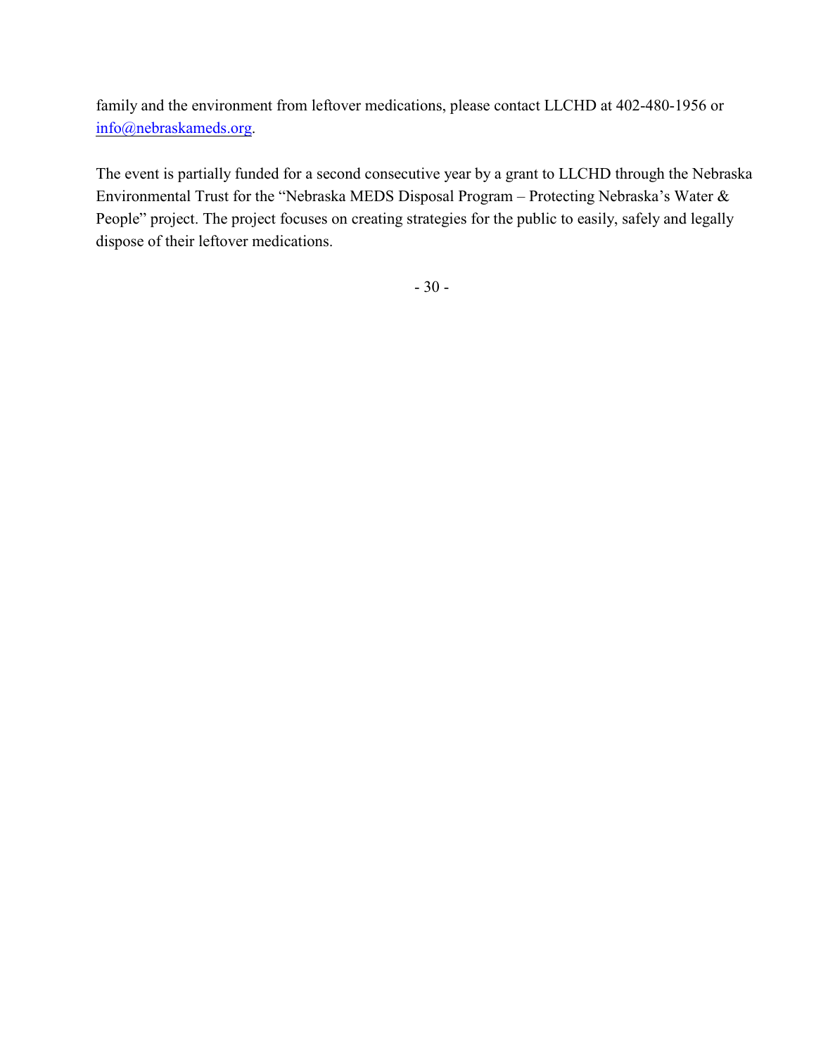family and the environment from leftover medications, please contact LLCHD at 402-480-1956 or info@nebraskameds.org.

The event is partially funded for a second consecutive year by a grant to LLCHD through the Nebraska Environmental Trust for the "Nebraska MEDS Disposal Program – Protecting Nebraska's Water & People" project. The project focuses on creating strategies for the public to easily, safely and legally dispose of their leftover medications.

- 30 -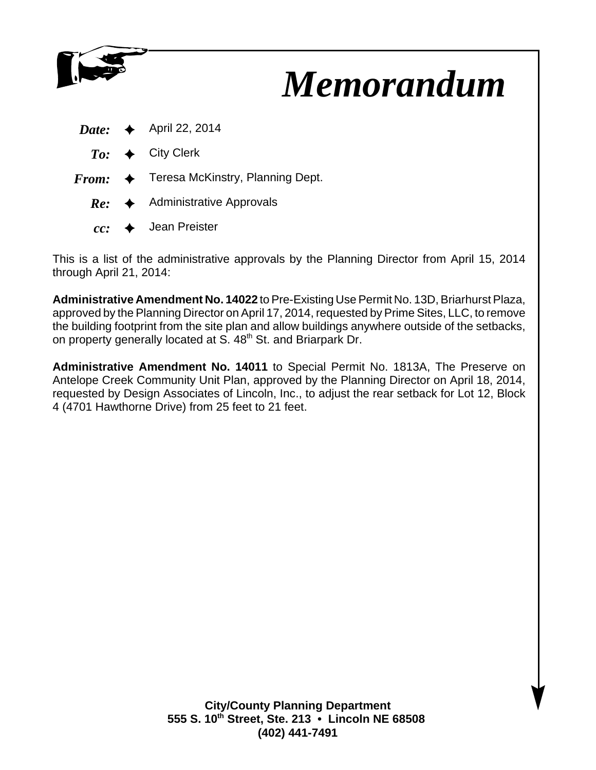# *Memorandum*

***Date:*** ✦ April 22, 2014

***To:*** ✦ City Clerk

***From:*** ✦ Teresa McKinstry, Planning Dept.

***Re:*** ✦ Administrative Approvals

***cc:*** ✦ Jean Preister

This is a list of the administrative approvals by the Planning Director from April 15, 2014 through April 21, 2014:

**Administrative Amendment No. 14022** to Pre-Existing Use Permit No. 13D, Briarhurst Plaza, approved by the Planning Director on April 17, 2014, requested by Prime Sites, LLC, to remove the building footprint from the site plan and allow buildings anywhere outside of the setbacks, on property generally located at S. 48th St. and Briarpark Dr.

**Administrative Amendment No. 14011** to Special Permit No. 1813A, The Preserve on Antelope Creek Community Unit Plan, approved by the Planning Director on April 18, 2014, requested by Design Associates of Lincoln, Inc., to adjust the rear setback for Lot 12, Block 4 (4701 Hawthorne Drive) from 25 feet to 21 feet.

**City/County Planning Department**
**555 S. 10th Street, Ste. 213 • Lincoln NE 68508**
**(402) 441-7491**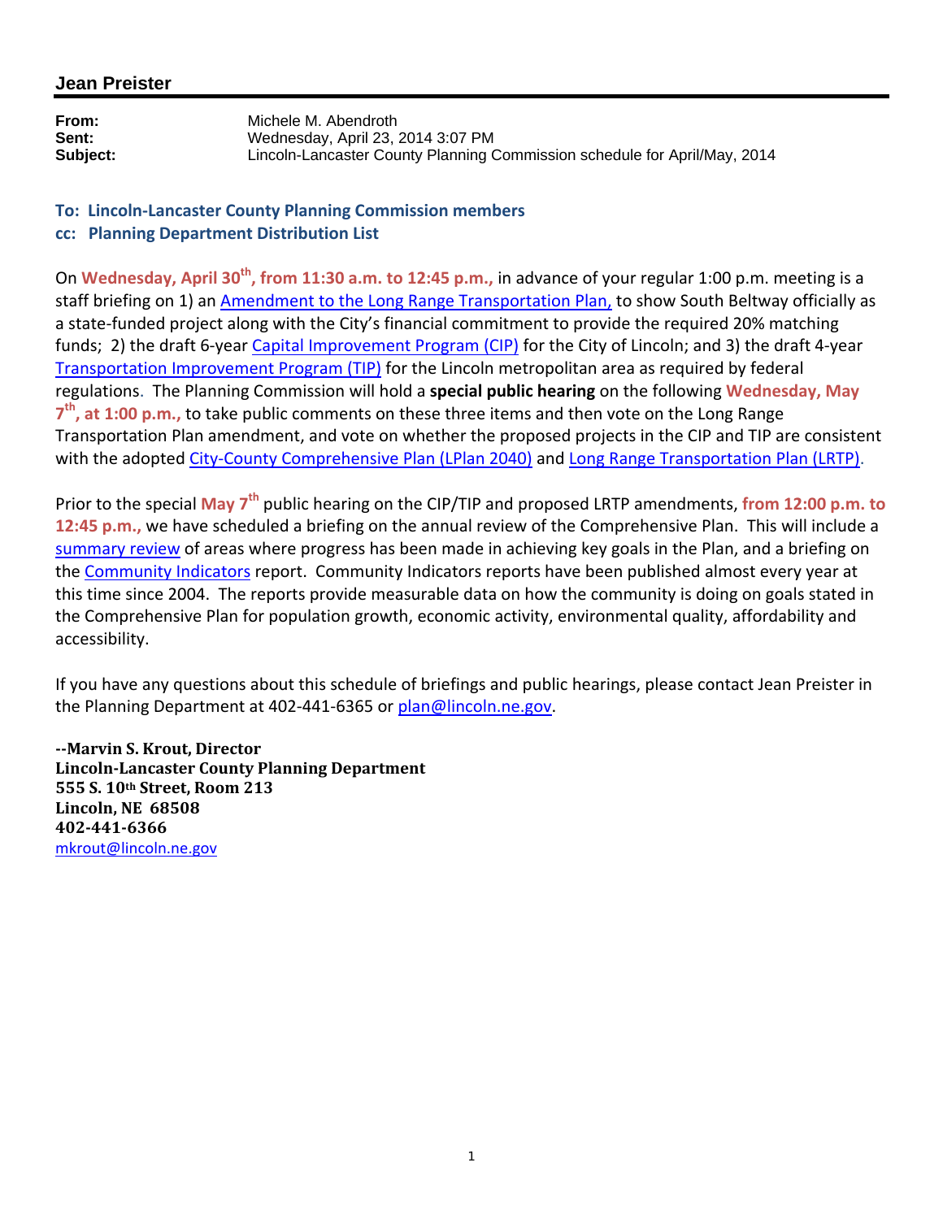## Jean Preister

**From:** Michele M. Abendroth
**Sent:** Wednesday, April 23, 2014 3:07 PM
**Subject:** Lincoln-Lancaster County Planning Commission schedule for April/May, 2014

**To: Lincoln-Lancaster County Planning Commission members**
**cc: Planning Department Distribution List**

On **Wednesday, April 30th, from 11:30 a.m. to 12:45 p.m.,** in advance of your regular 1:00 p.m. meeting is a staff briefing on 1) an Amendment to the Long Range Transportation Plan, to show South Beltway officially as a state-funded project along with the City's financial commitment to provide the required 20% matching funds; 2) the draft 6-year Capital Improvement Program (CIP) for the City of Lincoln; and 3) the draft 4-year Transportation Improvement Program (TIP) for the Lincoln metropolitan area as required by federal regulations. The Planning Commission will hold a **special public hearing** on the following **Wednesday, May 7th, at 1:00 p.m.,** to take public comments on these three items and then vote on the Long Range Transportation Plan amendment, and vote on whether the proposed projects in the CIP and TIP are consistent with the adopted City-County Comprehensive Plan (LPlan 2040) and Long Range Transportation Plan (LRTP).

Prior to the special **May 7th** public hearing on the CIP/TIP and proposed LRTP amendments, **from 12:00 p.m. to 12:45 p.m.,** we have scheduled a briefing on the annual review of the Comprehensive Plan. This will include a summary review of areas where progress has been made in achieving key goals in the Plan, and a briefing on the Community Indicators report. Community Indicators reports have been published almost every year at this time since 2004. The reports provide measurable data on how the community is doing on goals stated in the Comprehensive Plan for population growth, economic activity, environmental quality, affordability and accessibility.

If you have any questions about this schedule of briefings and public hearings, please contact Jean Preister in the Planning Department at 402-441-6365 or plan@lincoln.ne.gov.

**--Marvin S. Krout, Director**
**Lincoln-Lancaster County Planning Department**
**555 S. 10th Street, Room 213**
**Lincoln, NE 68508**
**402-441-6366**
mkrout@lincoln.ne.gov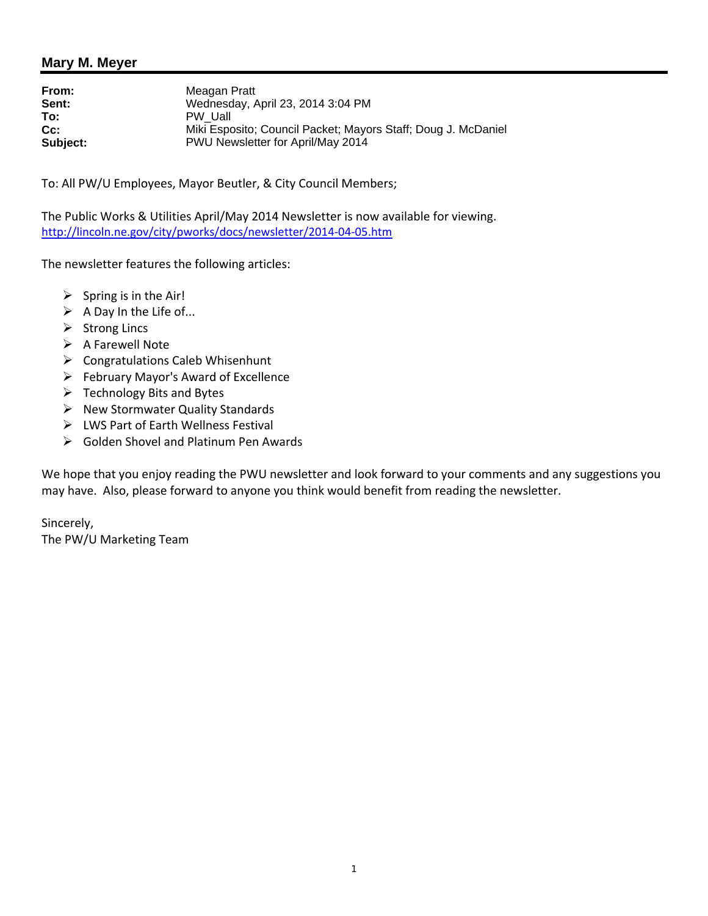## Mary M. Meyer

**From:** Meagan Pratt
**Sent:** Wednesday, April 23, 2014 3:04 PM
**To:** PW_Uall
**Cc:** Miki Esposito; Council Packet; Mayors Staff; Doug J. McDaniel
**Subject:** PWU Newsletter for April/May 2014

To: All PW/U Employees, Mayor Beutler, & City Council Members;

The Public Works & Utilities April/May 2014 Newsletter is now available for viewing.
http://lincoln.ne.gov/city/pworks/docs/newsletter/2014-04-05.htm

The newsletter features the following articles:

- Spring is in the Air!
- A Day In the Life of...
- Strong Lincs
- A Farewell Note
- Congratulations Caleb Whisenhunt
- February Mayor's Award of Excellence
- Technology Bits and Bytes
- New Stormwater Quality Standards
- LWS Part of Earth Wellness Festival
- Golden Shovel and Platinum Pen Awards

We hope that you enjoy reading the PWU newsletter and look forward to your comments and any suggestions you may have. Also, please forward to anyone you think would benefit from reading the newsletter.

Sincerely,
The PW/U Marketing Team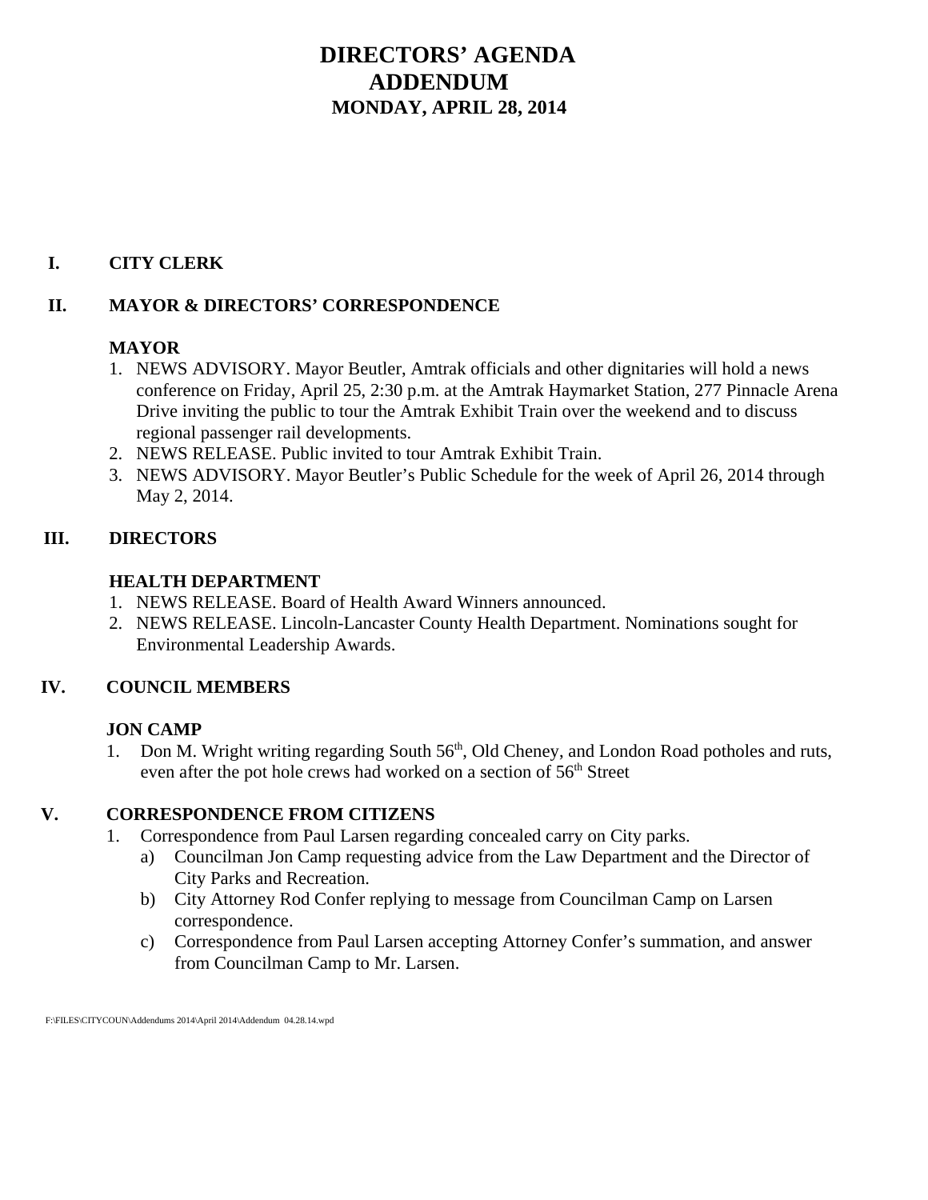# DIRECTORS' AGENDA
## ADDENDUM
### MONDAY, APRIL 28, 2014

**I. CITY CLERK**

**II. MAYOR & DIRECTORS' CORRESPONDENCE**

**MAYOR**

1. NEWS ADVISORY. Mayor Beutler, Amtrak officials and other dignitaries will hold a news conference on Friday, April 25, 2:30 p.m. at the Amtrak Haymarket Station, 277 Pinnacle Arena Drive inviting the public to tour the Amtrak Exhibit Train over the weekend and to discuss regional passenger rail developments.
2. NEWS RELEASE. Public invited to tour Amtrak Exhibit Train.
3. NEWS ADVISORY. Mayor Beutler's Public Schedule for the week of April 26, 2014 through May 2, 2014.

**III. DIRECTORS**

**HEALTH DEPARTMENT**

1. NEWS RELEASE. Board of Health Award Winners announced.
2. NEWS RELEASE. Lincoln-Lancaster County Health Department. Nominations sought for Environmental Leadership Awards.

**IV. COUNCIL MEMBERS**

**JON CAMP**

1. Don M. Wright writing regarding South 56th, Old Cheney, and London Road potholes and ruts, even after the pot hole crews had worked on a section of 56th Street

**V. CORRESPONDENCE FROM CITIZENS**

1. Correspondence from Paul Larsen regarding concealed carry on City parks.
   a) Councilman Jon Camp requesting advice from the Law Department and the Director of City Parks and Recreation.
   b) City Attorney Rod Confer replying to message from Councilman Camp on Larsen correspondence.
   c) Correspondence from Paul Larsen accepting Attorney Confer's summation, and answer from Councilman Camp to Mr. Larsen.

F:\FILES\CITYCOUN\Addendums 2014\April 2014\Addendum 04.28.14.wpd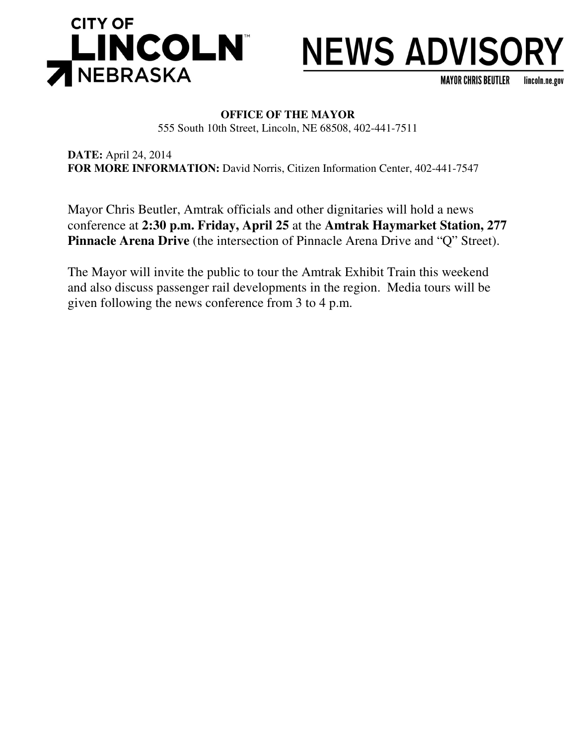**CITY OF LINCOLN NEBRASKA**

# NEWS ADVISORY

**MAYOR CHRIS BEUTLER** lincoln.ne.gov

**OFFICE OF THE MAYOR**
555 South 10th Street, Lincoln, NE 68508, 402-441-7511

**DATE:** April 24, 2014
**FOR MORE INFORMATION:** David Norris, Citizen Information Center, 402-441-7547

Mayor Chris Beutler, Amtrak officials and other dignitaries will hold a news conference at **2:30 p.m. Friday, April 25** at the **Amtrak Haymarket Station, 277 Pinnacle Arena Drive** (the intersection of Pinnacle Arena Drive and "Q" Street).

The Mayor will invite the public to tour the Amtrak Exhibit Train this weekend and also discuss passenger rail developments in the region. Media tours will be given following the news conference from 3 to 4 p.m.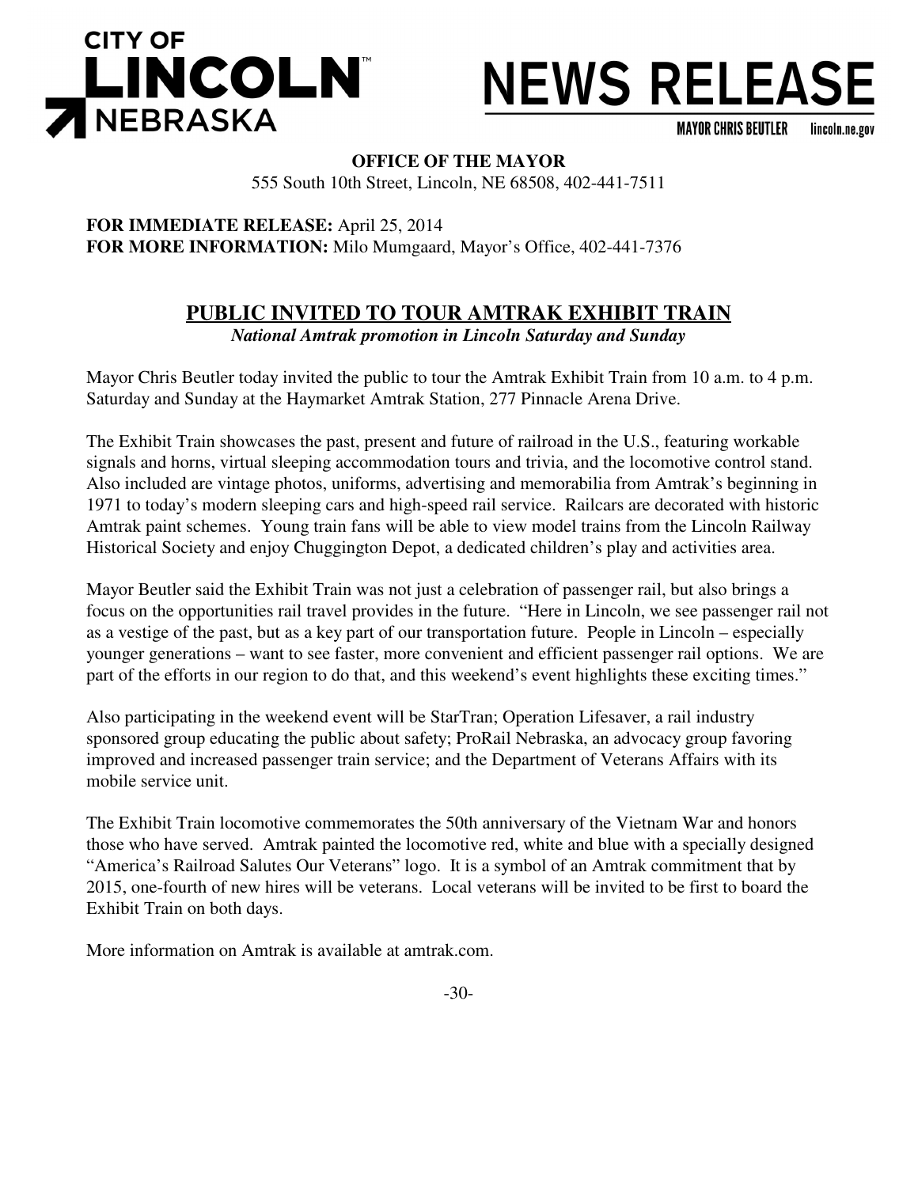# CITY OF LINCOLN NEBRASKA

# NEWS RELEASE

MAYOR CHRIS BEUTLER lincoln.ne.gov

**OFFICE OF THE MAYOR**
555 South 10th Street, Lincoln, NE 68508, 402-441-7511

**FOR IMMEDIATE RELEASE:** April 25, 2014
**FOR MORE INFORMATION:** Milo Mumgaard, Mayor's Office, 402-441-7376

## PUBLIC INVITED TO TOUR AMTRAK EXHIBIT TRAIN

***National Amtrak promotion in Lincoln Saturday and Sunday***

Mayor Chris Beutler today invited the public to tour the Amtrak Exhibit Train from 10 a.m. to 4 p.m. Saturday and Sunday at the Haymarket Amtrak Station, 277 Pinnacle Arena Drive.

The Exhibit Train showcases the past, present and future of railroad in the U.S., featuring workable signals and horns, virtual sleeping accommodation tours and trivia, and the locomotive control stand. Also included are vintage photos, uniforms, advertising and memorabilia from Amtrak's beginning in 1971 to today's modern sleeping cars and high-speed rail service. Railcars are decorated with historic Amtrak paint schemes. Young train fans will be able to view model trains from the Lincoln Railway Historical Society and enjoy Chuggington Depot, a dedicated children's play and activities area.

Mayor Beutler said the Exhibit Train was not just a celebration of passenger rail, but also brings a focus on the opportunities rail travel provides in the future. "Here in Lincoln, we see passenger rail not as a vestige of the past, but as a key part of our transportation future. People in Lincoln – especially younger generations – want to see faster, more convenient and efficient passenger rail options. We are part of the efforts in our region to do that, and this weekend's event highlights these exciting times."

Also participating in the weekend event will be StarTran; Operation Lifesaver, a rail industry sponsored group educating the public about safety; ProRail Nebraska, an advocacy group favoring improved and increased passenger train service; and the Department of Veterans Affairs with its mobile service unit.

The Exhibit Train locomotive commemorates the 50th anniversary of the Vietnam War and honors those who have served. Amtrak painted the locomotive red, white and blue with a specially designed "America's Railroad Salutes Our Veterans" logo. It is a symbol of an Amtrak commitment that by 2015, one-fourth of new hires will be veterans. Local veterans will be invited to be first to board the Exhibit Train on both days.

More information on Amtrak is available at amtrak.com.

-30-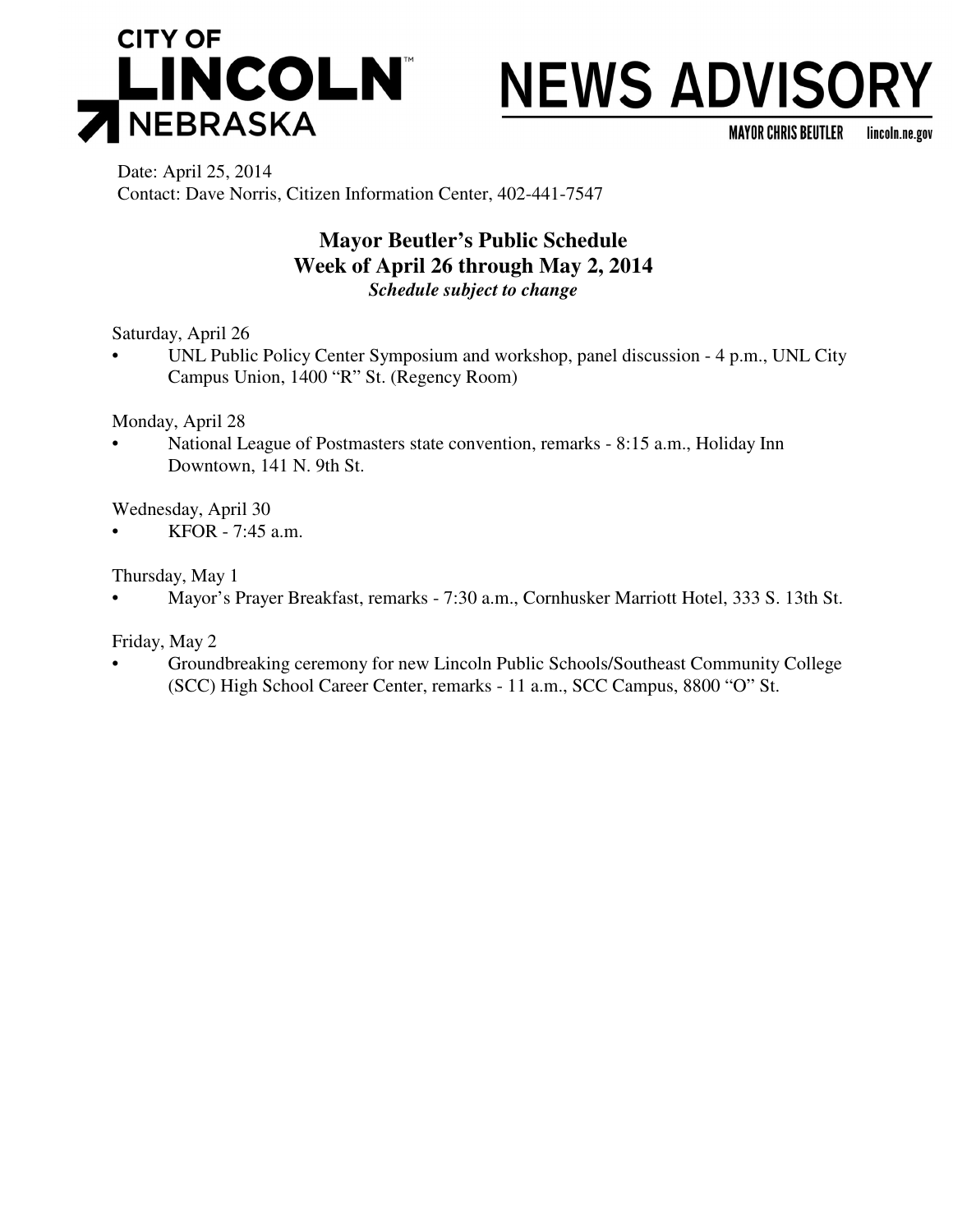**CITY OF LINCOLN NEBRASKA**

# NEWS ADVISORY

**MAYOR CHRIS BEUTLER** lincoln.ne.gov

Date: April 25, 2014
Contact: Dave Norris, Citizen Information Center, 402-441-7547

## Mayor Beutler's Public Schedule
## Week of April 26 through May 2, 2014
***Schedule subject to change***

Saturday, April 26

- UNL Public Policy Center Symposium and workshop, panel discussion - 4 p.m., UNL City Campus Union, 1400 "R" St. (Regency Room)

Monday, April 28

- National League of Postmasters state convention, remarks - 8:15 a.m., Holiday Inn Downtown, 141 N. 9th St.

Wednesday, April 30

- KFOR - 7:45 a.m.

Thursday, May 1

- Mayor's Prayer Breakfast, remarks - 7:30 a.m., Cornhusker Marriott Hotel, 333 S. 13th St.

Friday, May 2

- Groundbreaking ceremony for new Lincoln Public Schools/Southeast Community College (SCC) High School Career Center, remarks - 11 a.m., SCC Campus, 8800 "O" St.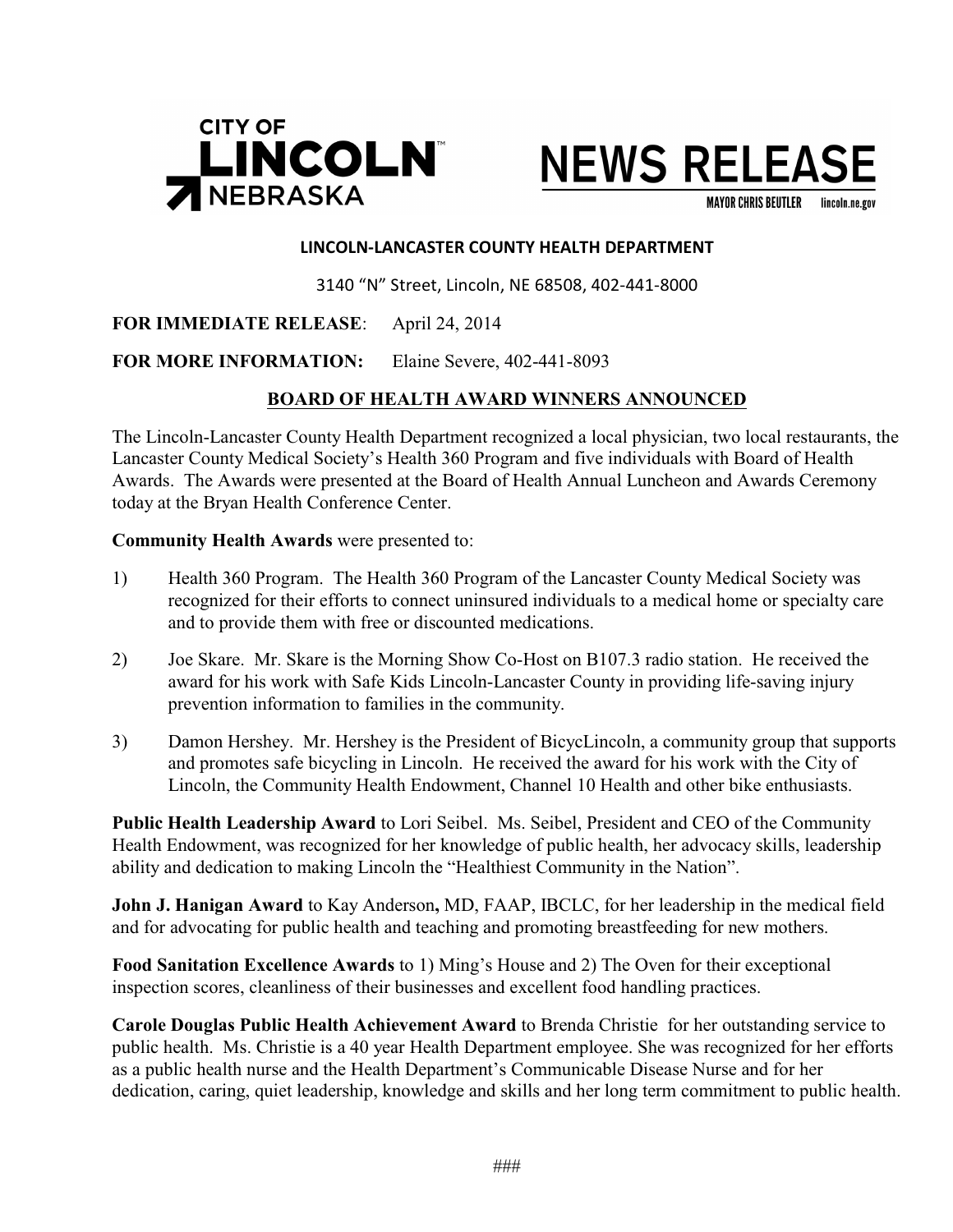**CITY OF LINCOLN NEBRASKA**

# NEWS RELEASE

MAYOR CHRIS BEUTLER lincoln.ne.gov

**LINCOLN-LANCASTER COUNTY HEALTH DEPARTMENT**

3140 "N" Street, Lincoln, NE 68508, 402-441-8000

**FOR IMMEDIATE RELEASE**: April 24, 2014

**FOR MORE INFORMATION:** Elaine Severe, 402-441-8093

## BOARD OF HEALTH AWARD WINNERS ANNOUNCED

The Lincoln-Lancaster County Health Department recognized a local physician, two local restaurants, the Lancaster County Medical Society's Health 360 Program and five individuals with Board of Health Awards. The Awards were presented at the Board of Health Annual Luncheon and Awards Ceremony today at the Bryan Health Conference Center.

**Community Health Awards** were presented to:

1) Health 360 Program. The Health 360 Program of the Lancaster County Medical Society was recognized for their efforts to connect uninsured individuals to a medical home or specialty care and to provide them with free or discounted medications.

2) Joe Skare. Mr. Skare is the Morning Show Co-Host on B107.3 radio station. He received the award for his work with Safe Kids Lincoln-Lancaster County in providing life-saving injury prevention information to families in the community.

3) Damon Hershey. Mr. Hershey is the President of BicycLincoln, a community group that supports and promotes safe bicycling in Lincoln. He received the award for his work with the City of Lincoln, the Community Health Endowment, Channel 10 Health and other bike enthusiasts.

**Public Health Leadership Award** to Lori Seibel. Ms. Seibel, President and CEO of the Community Health Endowment, was recognized for her knowledge of public health, her advocacy skills, leadership ability and dedication to making Lincoln the "Healthiest Community in the Nation".

**John J. Hanigan Award** to Kay Anderson**,** MD, FAAP, IBCLC, for her leadership in the medical field and for advocating for public health and teaching and promoting breastfeeding for new mothers.

**Food Sanitation Excellence Awards** to 1) Ming's House and 2) The Oven for their exceptional inspection scores, cleanliness of their businesses and excellent food handling practices.

**Carole Douglas Public Health Achievement Award** to Brenda Christie for her outstanding service to public health. Ms. Christie is a 40 year Health Department employee. She was recognized for her efforts as a public health nurse and the Health Department's Communicable Disease Nurse and for her dedication, caring, quiet leadership, knowledge and skills and her long term commitment to public health.

###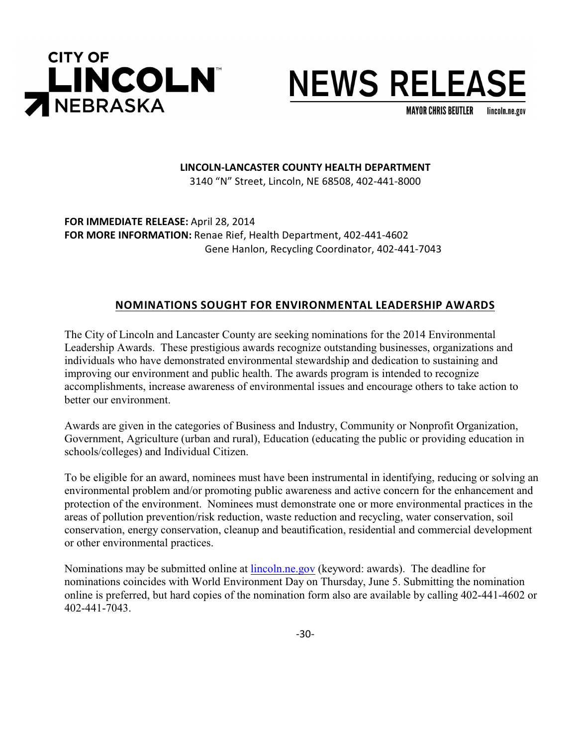**CITY OF LINCOLN NEBRASKA**

# NEWS RELEASE

**MAYOR CHRIS BEUTLER** lincoln.ne.gov

**LINCOLN-LANCASTER COUNTY HEALTH DEPARTMENT**
3140 "N" Street, Lincoln, NE 68508, 402-441-8000

**FOR IMMEDIATE RELEASE:** April 28, 2014
**FOR MORE INFORMATION:** Renae Rief, Health Department, 402-441-4602
Gene Hanlon, Recycling Coordinator, 402-441-7043

## NOMINATIONS SOUGHT FOR ENVIRONMENTAL LEADERSHIP AWARDS

The City of Lincoln and Lancaster County are seeking nominations for the 2014 Environmental Leadership Awards. These prestigious awards recognize outstanding businesses, organizations and individuals who have demonstrated environmental stewardship and dedication to sustaining and improving our environment and public health. The awards program is intended to recognize accomplishments, increase awareness of environmental issues and encourage others to take action to better our environment.

Awards are given in the categories of Business and Industry, Community or Nonprofit Organization, Government, Agriculture (urban and rural), Education (educating the public or providing education in schools/colleges) and Individual Citizen.

To be eligible for an award, nominees must have been instrumental in identifying, reducing or solving an environmental problem and/or promoting public awareness and active concern for the enhancement and protection of the environment. Nominees must demonstrate one or more environmental practices in the areas of pollution prevention/risk reduction, waste reduction and recycling, water conservation, soil conservation, energy conservation, cleanup and beautification, residential and commercial development or other environmental practices.

Nominations may be submitted online at lincoln.ne.gov (keyword: awards). The deadline for nominations coincides with World Environment Day on Thursday, June 5. Submitting the nomination online is preferred, but hard copies of the nomination form also are available by calling 402-441-4602 or 402-441-7043.

-30-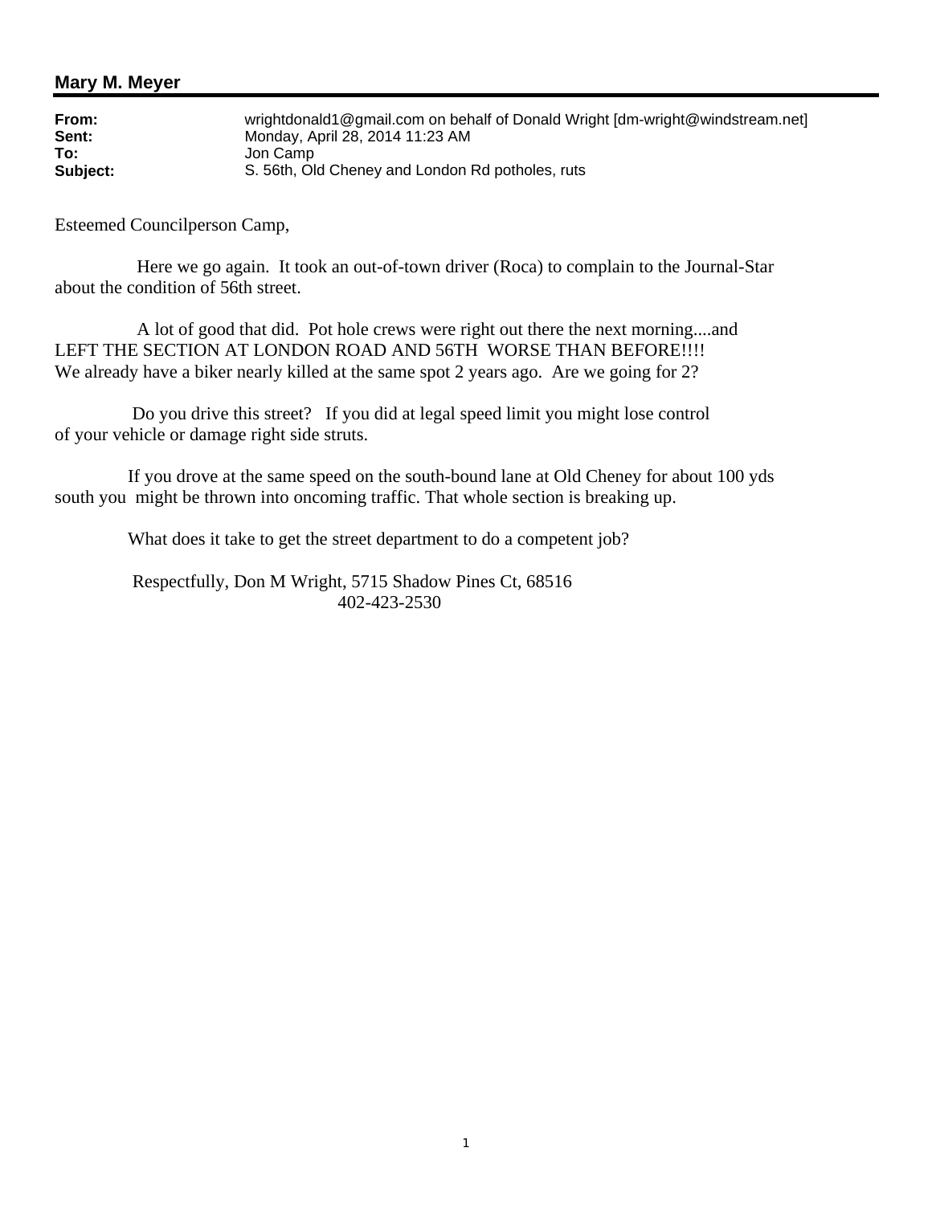## Mary M. Meyer

**From:** wrightdonald1@gmail.com on behalf of Donald Wright [dm-wright@windstream.net]
**Sent:** Monday, April 28, 2014 11:23 AM
**To:** Jon Camp
**Subject:** S. 56th, Old Cheney and London Rd potholes, ruts

Esteemed Councilperson Camp,

Here we go again. It took an out-of-town driver (Roca) to complain to the Journal-Star about the condition of 56th street.

A lot of good that did. Pot hole crews were right out there the next morning....and LEFT THE SECTION AT LONDON ROAD AND 56TH WORSE THAN BEFORE!!!! We already have a biker nearly killed at the same spot 2 years ago. Are we going for 2?

Do you drive this street? If you did at legal speed limit you might lose control of your vehicle or damage right side struts.

If you drove at the same speed on the south-bound lane at Old Cheney for about 100 yds south you might be thrown into oncoming traffic. That whole section is breaking up.

What does it take to get the street department to do a competent job?

Respectfully, Don M Wright, 5715 Shadow Pines Ct, 68516
402-423-2530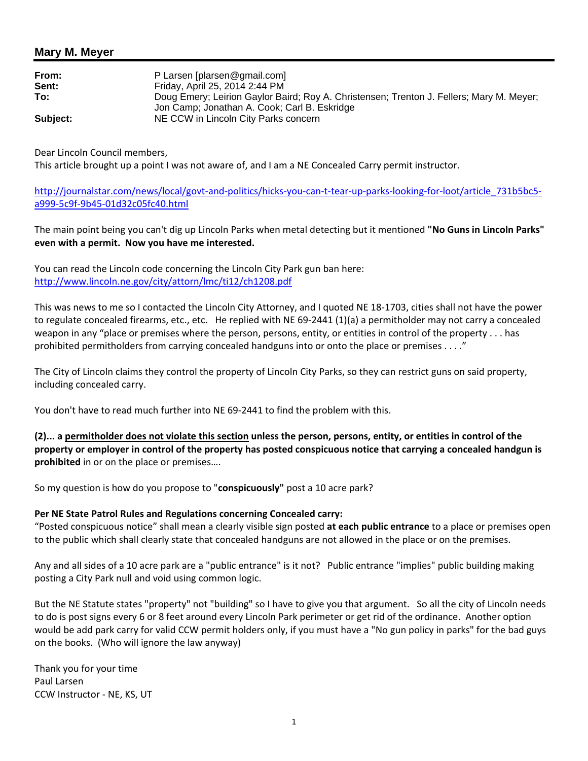## Mary M. Meyer

| | |
|---|---|
| **From:** | P Larsen [plarsen@gmail.com] |
| **Sent:** | Friday, April 25, 2014 2:44 PM |
| **To:** | Doug Emery; Leirion Gaylor Baird; Roy A. Christensen; Trenton J. Fellers; Mary M. Meyer; Jon Camp; Jonathan A. Cook; Carl B. Eskridge |
| **Subject:** | NE CCW in Lincoln City Parks concern |

Dear Lincoln Council members,
This article brought up a point I was not aware of, and I am a NE Concealed Carry permit instructor.

http://journalstar.com/news/local/govt-and-politics/hicks-you-can-t-tear-up-parks-looking-for-loot/article_731b5bc5-a999-5c9f-9b45-01d32c05fc40.html

The main point being you can't dig up Lincoln Parks when metal detecting but it mentioned **"No Guns in Lincoln Parks" even with a permit. Now you have me interested.**

You can read the Lincoln code concerning the Lincoln City Park gun ban here:
http://www.lincoln.ne.gov/city/attorn/lmc/ti12/ch1208.pdf

This was news to me so I contacted the Lincoln City Attorney, and I quoted NE 18-1703, cities shall not have the power to regulate concealed firearms, etc., etc. He replied with NE 69-2441 (1)(a) a permitholder may not carry a concealed weapon in any "place or premises where the person, persons, entity, or entities in control of the property . . . has prohibited permitholders from carrying concealed handguns into or onto the place or premises . . . ."

The City of Lincoln claims they control the property of Lincoln City Parks, so they can restrict guns on said property, including concealed carry.

You don't have to read much further into NE 69-2441 to find the problem with this.

**(2)... a <u>permitholder does not violate this section</u> unless the person, persons, entity, or entities in control of the property or employer in control of the property has posted conspicuous notice that carrying a concealed handgun is prohibited** in or on the place or premises….

So my question is how do you propose to "**conspicuously"** post a 10 acre park?

**Per NE State Patrol Rules and Regulations concerning Concealed carry:**
"Posted conspicuous notice" shall mean a clearly visible sign posted **at each public entrance** to a place or premises open to the public which shall clearly state that concealed handguns are not allowed in the place or on the premises.

Any and all sides of a 10 acre park are a "public entrance" is it not? Public entrance "implies" public building making posting a City Park null and void using common logic.

But the NE Statute states "property" not "building" so I have to give you that argument. So all the city of Lincoln needs to do is post signs every 6 or 8 feet around every Lincoln Park perimeter or get rid of the ordinance. Another option would be add park carry for valid CCW permit holders only, if you must have a "No gun policy in parks" for the bad guys on the books. (Who will ignore the law anyway)

Thank you for your time
Paul Larsen
CCW Instructor - NE, KS, UT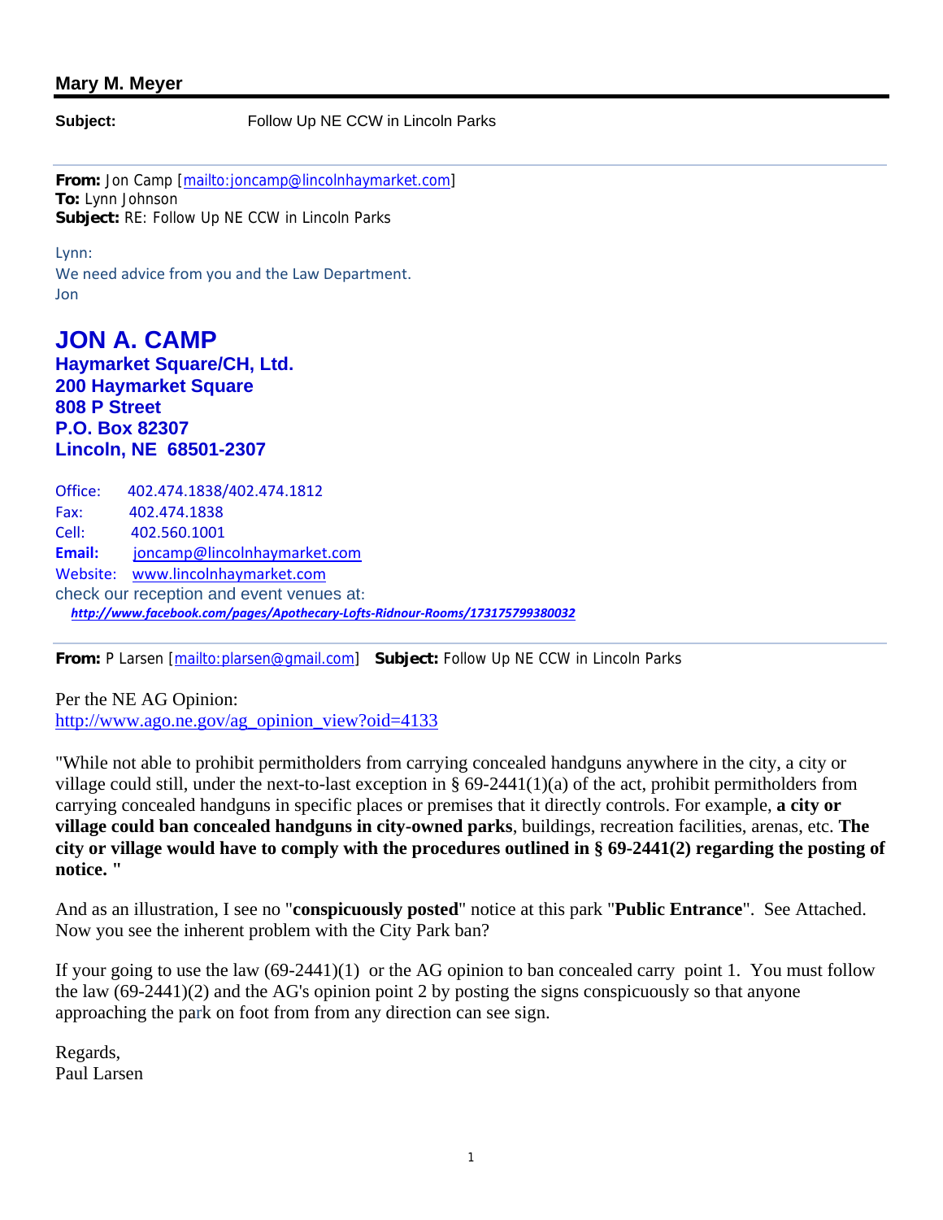**Mary M. Meyer**

**Subject:** Follow Up NE CCW in Lincoln Parks

---

**From:** Jon Camp [mailto:joncamp@lincolnhaymarket.com]
**To:** Lynn Johnson
**Subject:** RE: Follow Up NE CCW in Lincoln Parks

Lynn:
We need advice from you and the Law Department.
Jon

## JON A. CAMP

**Haymarket Square/CH, Ltd.**
**200 Haymarket Square**
**808 P Street**
**P.O. Box 82307**
**Lincoln, NE 68501-2307**

Office: 402.474.1838/402.474.1812
Fax: 402.474.1838
Cell: 402.560.1001
**Email:** joncamp@lincolnhaymarket.com
Website: www.lincolnhaymarket.com
check our reception and event venues at:
***http://www.facebook.com/pages/Apothecary-Lofts-Ridnour-Rooms/173175799380032***

---

**From:** P Larsen [mailto:plarsen@gmail.com] **Subject:** Follow Up NE CCW in Lincoln Parks

Per the NE AG Opinion:
http://www.ago.ne.gov/ag_opinion_view?oid=4133

"While not able to prohibit permitholders from carrying concealed handguns anywhere in the city, a city or village could still, under the next-to-last exception in § 69-2441(1)(a) of the act, prohibit permitholders from carrying concealed handguns in specific places or premises that it directly controls. For example, **a city or village could ban concealed handguns in city-owned parks**, buildings, recreation facilities, arenas, etc. **The city or village would have to comply with the procedures outlined in § 69-2441(2) regarding the posting of notice. "**

And as an illustration, I see no "**conspicuously posted**" notice at this park "**Public Entrance**". See Attached. Now you see the inherent problem with the City Park ban?

If your going to use the law (69-2441)(1) or the AG opinion to ban concealed carry point 1. You must follow the law (69-2441)(2) and the AG's opinion point 2 by posting the signs conspicuously so that anyone approaching the park on foot from from any direction can see sign.

Regards,
Paul Larsen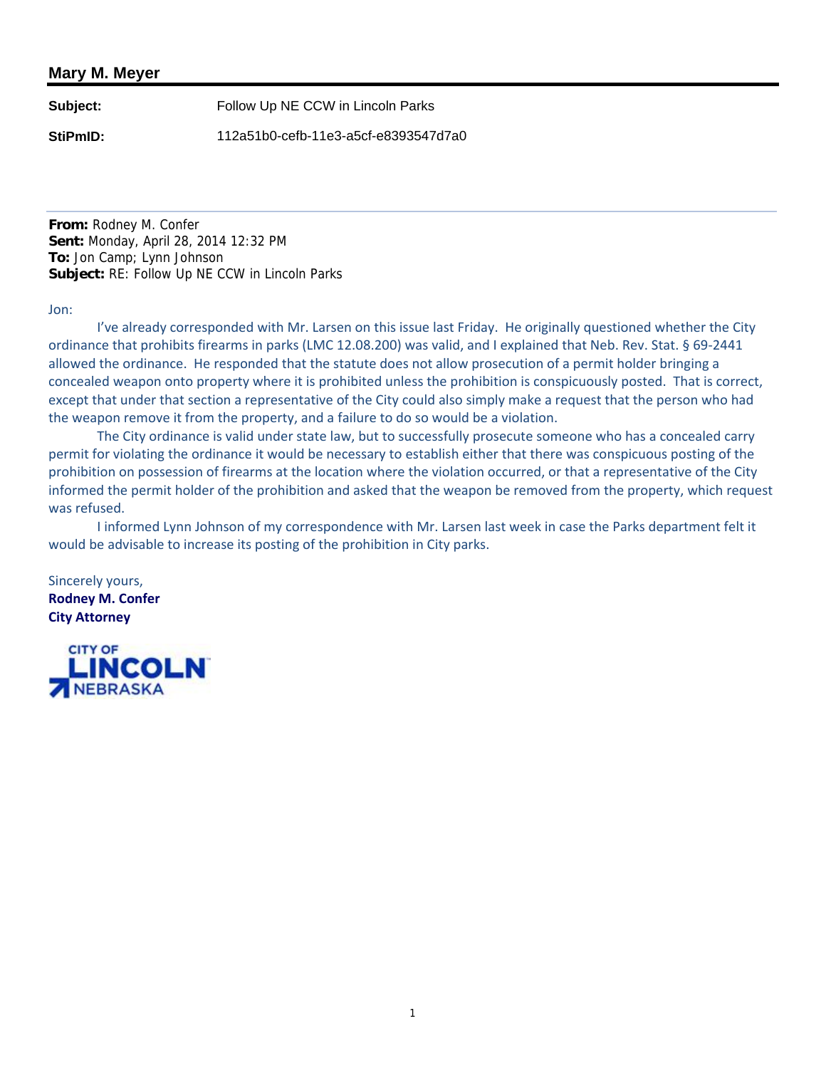## Mary M. Meyer

**Subject:** Follow Up NE CCW in Lincoln Parks

**StiPmID:** 112a51b0-cefb-11e3-a5cf-e8393547d7a0

---

**From:** Rodney M. Confer
**Sent:** Monday, April 28, 2014 12:32 PM
**To:** Jon Camp; Lynn Johnson
**Subject:** RE: Follow Up NE CCW in Lincoln Parks

Jon:

I've already corresponded with Mr. Larsen on this issue last Friday. He originally questioned whether the City ordinance that prohibits firearms in parks (LMC 12.08.200) was valid, and I explained that Neb. Rev. Stat. § 69-2441 allowed the ordinance. He responded that the statute does not allow prosecution of a permit holder bringing a concealed weapon onto property where it is prohibited unless the prohibition is conspicuously posted. That is correct, except that under that section a representative of the City could also simply make a request that the person who had the weapon remove it from the property, and a failure to do so would be a violation.

The City ordinance is valid under state law, but to successfully prosecute someone who has a concealed carry permit for violating the ordinance it would be necessary to establish either that there was conspicuous posting of the prohibition on possession of firearms at the location where the violation occurred, or that a representative of the City informed the permit holder of the prohibition and asked that the weapon be removed from the property, which request was refused.

I informed Lynn Johnson of my correspondence with Mr. Larsen last week in case the Parks department felt it would be advisable to increase its posting of the prohibition in City parks.

Sincerely yours,
**Rodney M. Confer**
**City Attorney**

CITY OF LINCOLN NEBRASKA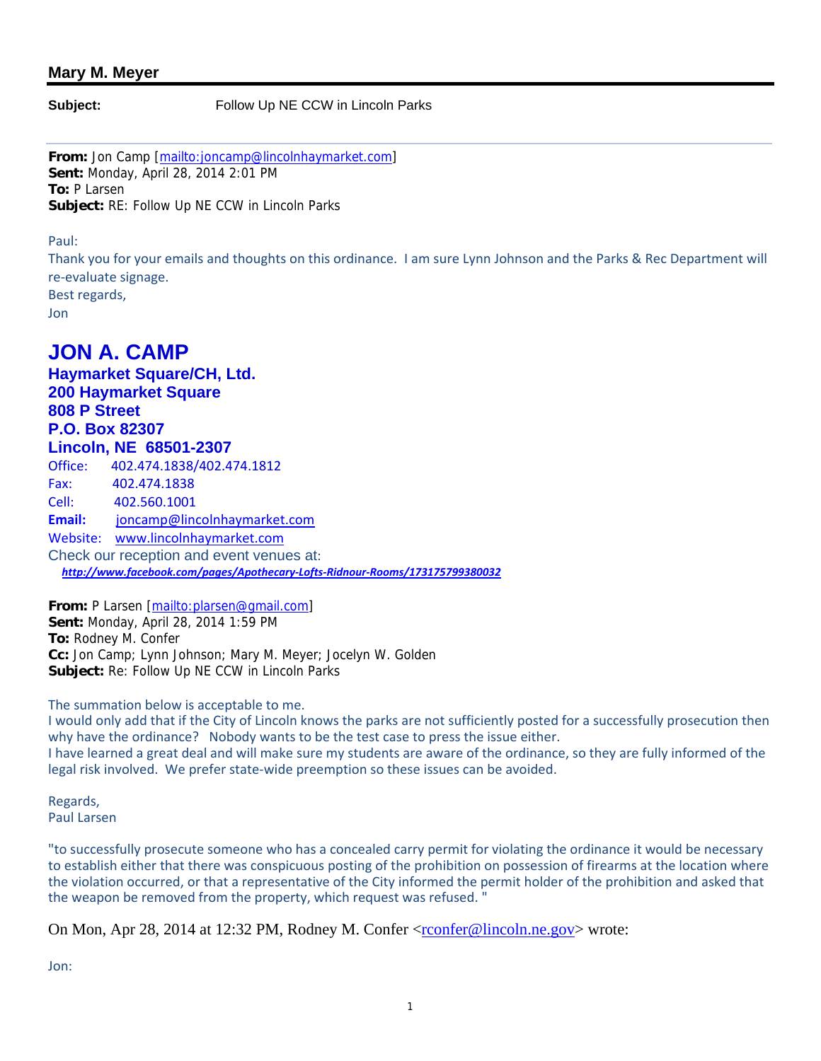**Mary M. Meyer**

**Subject:** Follow Up NE CCW in Lincoln Parks

---

**From:** Jon Camp [mailto:joncamp@lincolnhaymarket.com]
**Sent:** Monday, April 28, 2014 2:01 PM
**To:** P Larsen
**Subject:** RE: Follow Up NE CCW in Lincoln Parks

Paul:
Thank you for your emails and thoughts on this ordinance. I am sure Lynn Johnson and the Parks & Rec Department will re-evaluate signage.
Best regards,
Jon

# JON A. CAMP

**Haymarket Square/CH, Ltd.**
**200 Haymarket Square**
**808 P Street**
**P.O. Box 82307**
**Lincoln, NE 68501-2307**

Office: 402.474.1838/402.474.1812
Fax: 402.474.1838
Cell: 402.560.1001
**Email:** joncamp@lincolnhaymarket.com
Website: www.lincolnhaymarket.com
Check our reception and event venues at:
***http://www.facebook.com/pages/Apothecary-Lofts-Ridnour-Rooms/173175799380032***

**From:** P Larsen [mailto:plarsen@gmail.com]
**Sent:** Monday, April 28, 2014 1:59 PM
**To:** Rodney M. Confer
**Cc:** Jon Camp; Lynn Johnson; Mary M. Meyer; Jocelyn W. Golden
**Subject:** Re: Follow Up NE CCW in Lincoln Parks

The summation below is acceptable to me.
I would only add that if the City of Lincoln knows the parks are not sufficiently posted for a successfully prosecution then why have the ordinance? Nobody wants to be the test case to press the issue either.
I have learned a great deal and will make sure my students are aware of the ordinance, so they are fully informed of the legal risk involved. We prefer state-wide preemption so these issues can be avoided.

Regards,
Paul Larsen

"to successfully prosecute someone who has a concealed carry permit for violating the ordinance it would be necessary to establish either that there was conspicuous posting of the prohibition on possession of firearms at the location where the violation occurred, or that a representative of the City informed the permit holder of the prohibition and asked that the weapon be removed from the property, which request was refused. "

On Mon, Apr 28, 2014 at 12:32 PM, Rodney M. Confer <rconfer@lincoln.ne.gov> wrote:

Jon: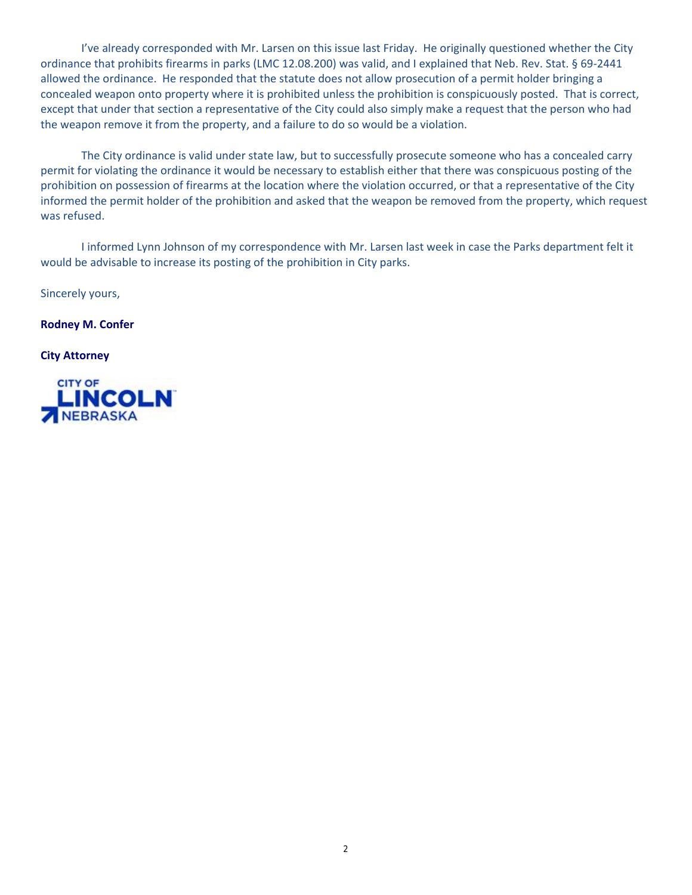I've already corresponded with Mr. Larsen on this issue last Friday. He originally questioned whether the City ordinance that prohibits firearms in parks (LMC 12.08.200) was valid, and I explained that Neb. Rev. Stat. § 69-2441 allowed the ordinance. He responded that the statute does not allow prosecution of a permit holder bringing a concealed weapon onto property where it is prohibited unless the prohibition is conspicuously posted. That is correct, except that under that section a representative of the City could also simply make a request that the person who had the weapon remove it from the property, and a failure to do so would be a violation.

The City ordinance is valid under state law, but to successfully prosecute someone who has a concealed carry permit for violating the ordinance it would be necessary to establish either that there was conspicuous posting of the prohibition on possession of firearms at the location where the violation occurred, or that a representative of the City informed the permit holder of the prohibition and asked that the weapon be removed from the property, which request was refused.

I informed Lynn Johnson of my correspondence with Mr. Larsen last week in case the Parks department felt it would be advisable to increase its posting of the prohibition in City parks.

Sincerely yours,

**Rodney M. Confer**

**City Attorney**

CITY OF LINCOLN NEBRASKA